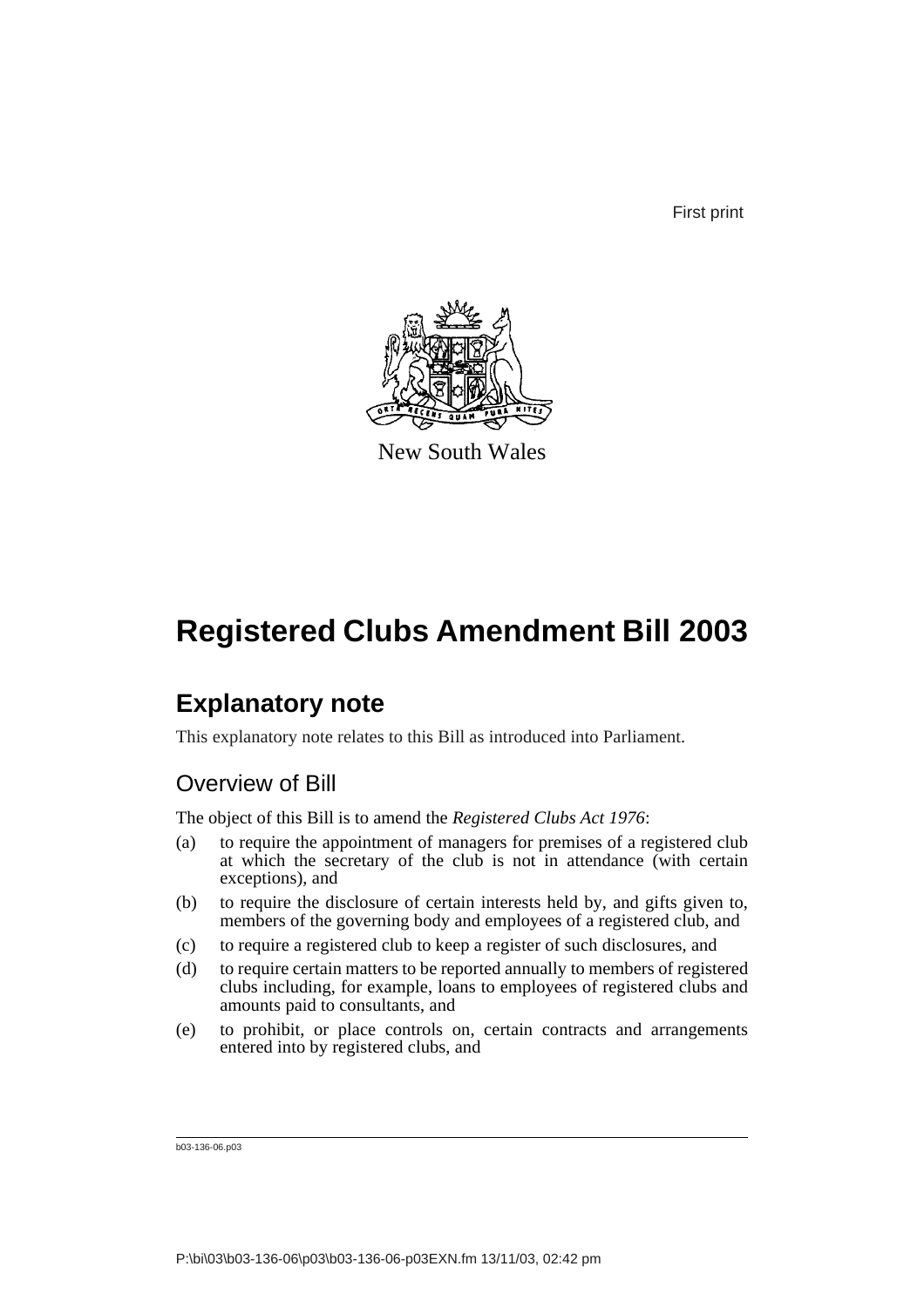First print

New South Wales

# Registered Clubs Amendment Bill 2003

## Explanatory note

This explanatory note relates to this Bill as introduced into Parliament.

### Overview of Bill

The object of this Bill is to amend the *Registered Clubs Act 1976*:

(a) to require the appointment of managers for premises of a registered club at which the secretary of the club is not in attendance (with certain exceptions), and

(b) to require the disclosure of certain interests held by, and gifts given to, members of the governing body and employees of a registered club, and

(c) to require a registered club to keep a register of such disclosures, and

(d) to require certain matters to be reported annually to members of registered clubs including, for example, loans to employees of registered clubs and amounts paid to consultants, and

(e) to prohibit, or place controls on, certain contracts and arrangements entered into by registered clubs, and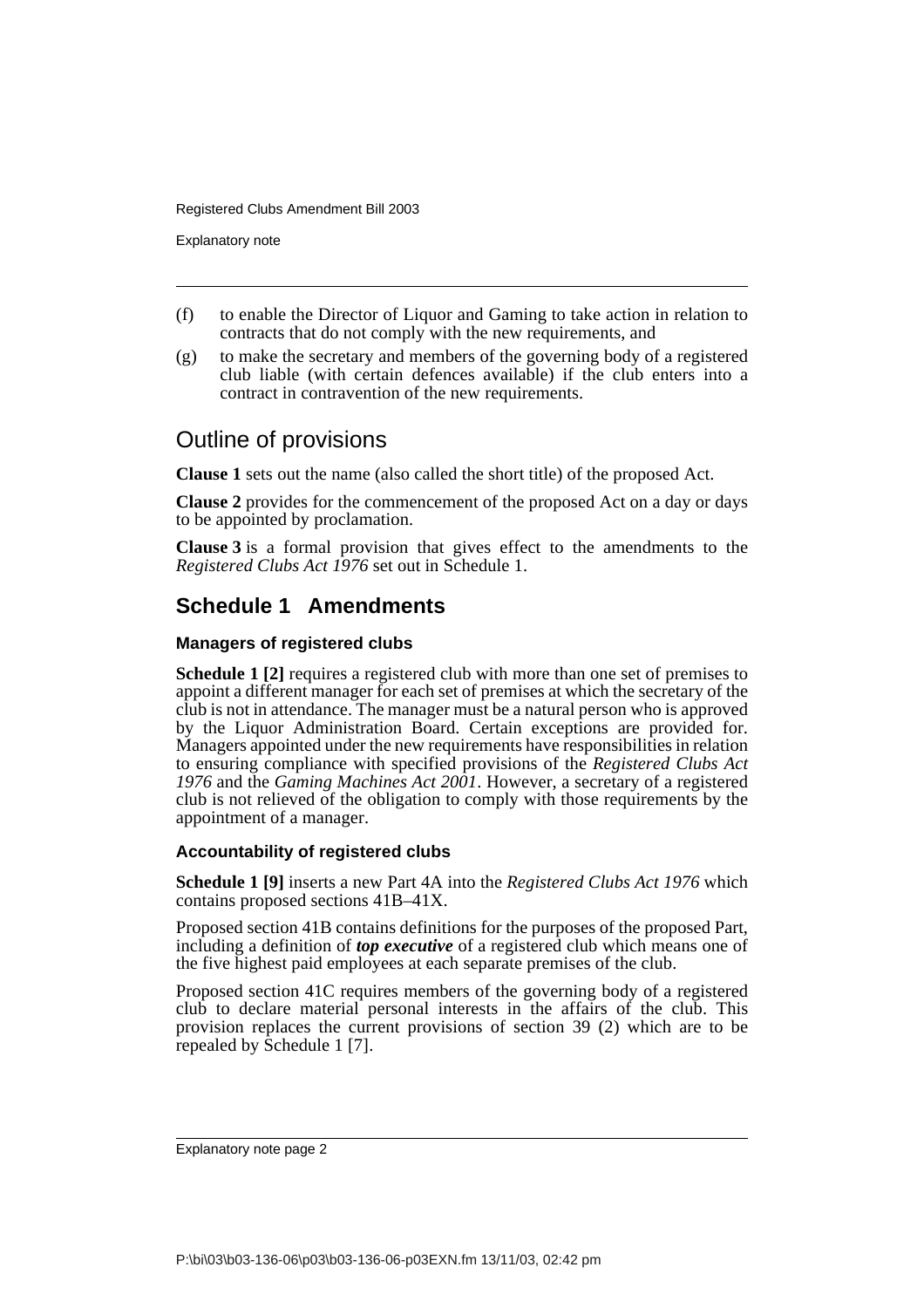(f) to enable the Director of Liquor and Gaming to take action in relation to contracts that do not comply with the new requirements, and

(g) to make the secretary and members of the governing body of a registered club liable (with certain defences available) if the club enters into a contract in contravention of the new requirements.

## Outline of provisions

**Clause 1** sets out the name (also called the short title) of the proposed Act.

**Clause 2** provides for the commencement of the proposed Act on a day or days to be appointed by proclamation.

**Clause 3** is a formal provision that gives effect to the amendments to the *Registered Clubs Act 1976* set out in Schedule 1.

## Schedule 1 Amendments

### Managers of registered clubs

**Schedule 1 [2]** requires a registered club with more than one set of premises to appoint a different manager for each set of premises at which the secretary of the club is not in attendance. The manager must be a natural person who is approved by the Liquor Administration Board. Certain exceptions are provided for. Managers appointed under the new requirements have responsibilities in relation to ensuring compliance with specified provisions of the *Registered Clubs Act 1976* and the *Gaming Machines Act 2001*. However, a secretary of a registered club is not relieved of the obligation to comply with those requirements by the appointment of a manager.

### Accountability of registered clubs

**Schedule 1 [9]** inserts a new Part 4A into the *Registered Clubs Act 1976* which contains proposed sections 41B–41X.

Proposed section 41B contains definitions for the purposes of the proposed Part, including a definition of ***top executive*** of a registered club which means one of the five highest paid employees at each separate premises of the club.

Proposed section 41C requires members of the governing body of a registered club to declare material personal interests in the affairs of the club. This provision replaces the current provisions of section 39 (2) which are to be repealed by Schedule 1 [7].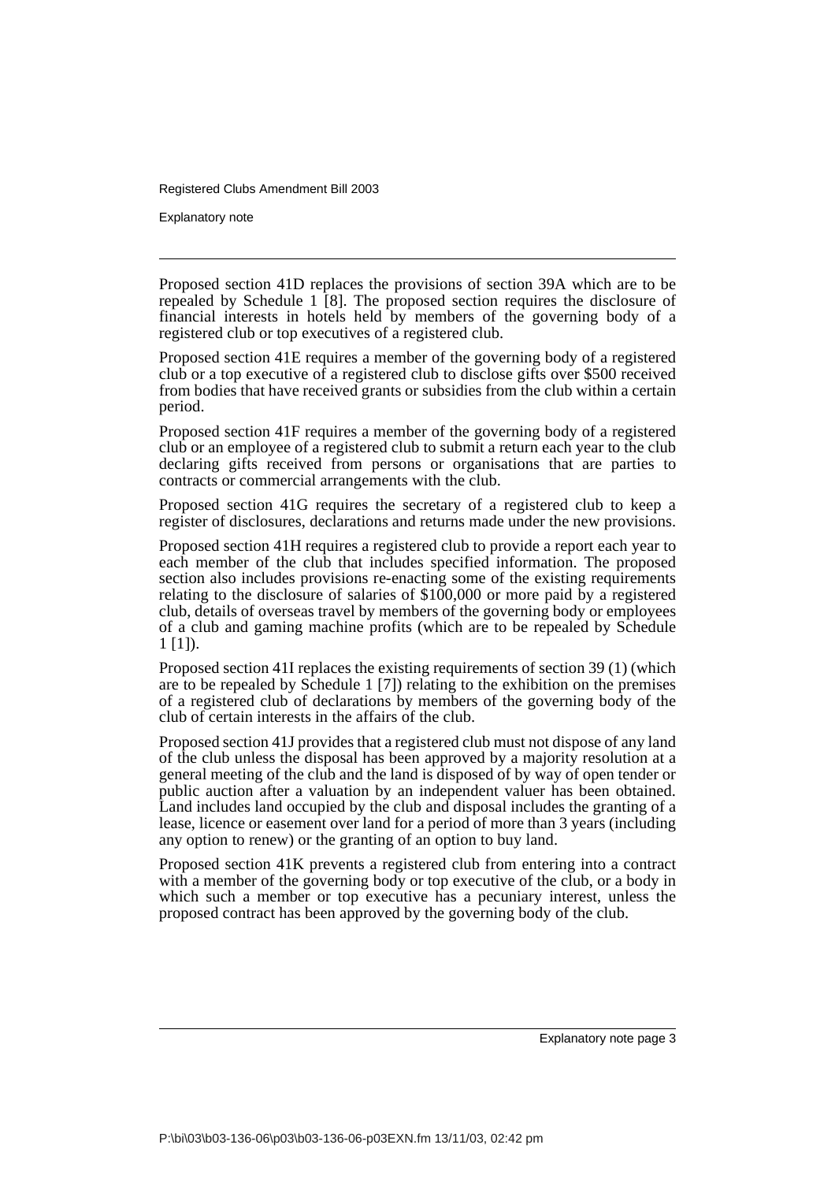Proposed section 41D replaces the provisions of section 39A which are to be repealed by Schedule 1 [8]. The proposed section requires the disclosure of financial interests in hotels held by members of the governing body of a registered club or top executives of a registered club.

Proposed section 41E requires a member of the governing body of a registered club or a top executive of a registered club to disclose gifts over $500 received from bodies that have received grants or subsidies from the club within a certain period.

Proposed section 41F requires a member of the governing body of a registered club or an employee of a registered club to submit a return each year to the club declaring gifts received from persons or organisations that are parties to contracts or commercial arrangements with the club.

Proposed section 41G requires the secretary of a registered club to keep a register of disclosures, declarations and returns made under the new provisions.

Proposed section 41H requires a registered club to provide a report each year to each member of the club that includes specified information. The proposed section also includes provisions re-enacting some of the existing requirements relating to the disclosure of salaries of $100,000 or more paid by a registered club, details of overseas travel by members of the governing body or employees of a club and gaming machine profits (which are to be repealed by Schedule 1 [1]).

Proposed section 41I replaces the existing requirements of section 39 (1) (which are to be repealed by Schedule 1 [7]) relating to the exhibition on the premises of a registered club of declarations by members of the governing body of the club of certain interests in the affairs of the club.

Proposed section 41J provides that a registered club must not dispose of any land of the club unless the disposal has been approved by a majority resolution at a general meeting of the club and the land is disposed of by way of open tender or public auction after a valuation by an independent valuer has been obtained. Land includes land occupied by the club and disposal includes the granting of a lease, licence or easement over land for a period of more than 3 years (including any option to renew) or the granting of an option to buy land.

Proposed section 41K prevents a registered club from entering into a contract with a member of the governing body or top executive of the club, or a body in which such a member or top executive has a pecuniary interest, unless the proposed contract has been approved by the governing body of the club.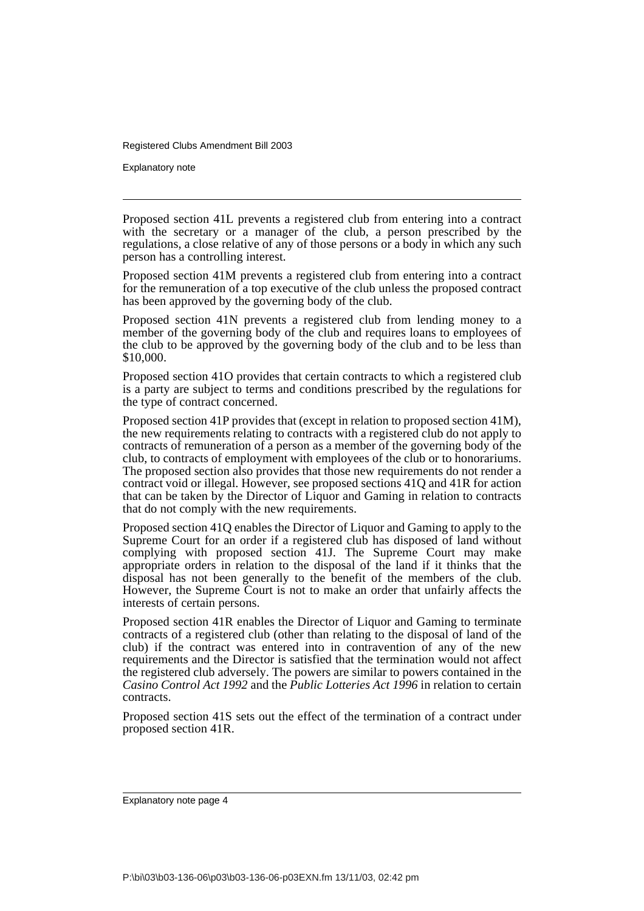Proposed section 41L prevents a registered club from entering into a contract with the secretary or a manager of the club, a person prescribed by the regulations, a close relative of any of those persons or a body in which any such person has a controlling interest.

Proposed section 41M prevents a registered club from entering into a contract for the remuneration of a top executive of the club unless the proposed contract has been approved by the governing body of the club.

Proposed section 41N prevents a registered club from lending money to a member of the governing body of the club and requires loans to employees of the club to be approved by the governing body of the club and to be less than $10,000.

Proposed section 41O provides that certain contracts to which a registered club is a party are subject to terms and conditions prescribed by the regulations for the type of contract concerned.

Proposed section 41P provides that (except in relation to proposed section 41M), the new requirements relating to contracts with a registered club do not apply to contracts of remuneration of a person as a member of the governing body of the club, to contracts of employment with employees of the club or to honorariums. The proposed section also provides that those new requirements do not render a contract void or illegal. However, see proposed sections 41Q and 41R for action that can be taken by the Director of Liquor and Gaming in relation to contracts that do not comply with the new requirements.

Proposed section 41Q enables the Director of Liquor and Gaming to apply to the Supreme Court for an order if a registered club has disposed of land without complying with proposed section 41J. The Supreme Court may make appropriate orders in relation to the disposal of the land if it thinks that the disposal has not been generally to the benefit of the members of the club. However, the Supreme Court is not to make an order that unfairly affects the interests of certain persons.

Proposed section 41R enables the Director of Liquor and Gaming to terminate contracts of a registered club (other than relating to the disposal of land of the club) if the contract was entered into in contravention of any of the new requirements and the Director is satisfied that the termination would not affect the registered club adversely. The powers are similar to powers contained in the *Casino Control Act 1992* and the *Public Lotteries Act 1996* in relation to certain contracts.

Proposed section 41S sets out the effect of the termination of a contract under proposed section 41R.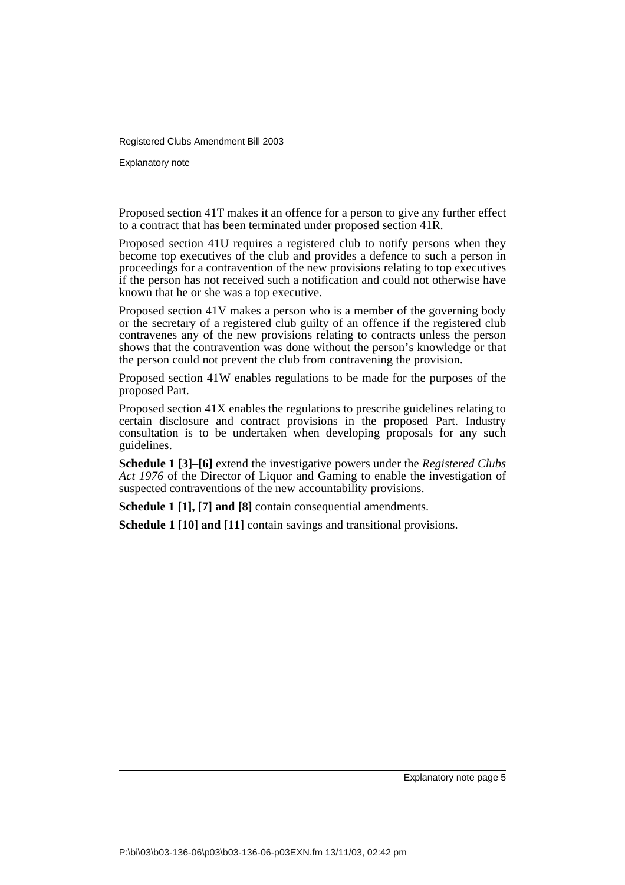Proposed section 41T makes it an offence for a person to give any further effect to a contract that has been terminated under proposed section 41R.

Proposed section 41U requires a registered club to notify persons when they become top executives of the club and provides a defence to such a person in proceedings for a contravention of the new provisions relating to top executives if the person has not received such a notification and could not otherwise have known that he or she was a top executive.

Proposed section 41V makes a person who is a member of the governing body or the secretary of a registered club guilty of an offence if the registered club contravenes any of the new provisions relating to contracts unless the person shows that the contravention was done without the person's knowledge or that the person could not prevent the club from contravening the provision.

Proposed section 41W enables regulations to be made for the purposes of the proposed Part.

Proposed section 41X enables the regulations to prescribe guidelines relating to certain disclosure and contract provisions in the proposed Part. Industry consultation is to be undertaken when developing proposals for any such guidelines.

**Schedule 1 [3]–[6]** extend the investigative powers under the *Registered Clubs Act 1976* of the Director of Liquor and Gaming to enable the investigation of suspected contraventions of the new accountability provisions.

**Schedule 1 [1], [7] and [8]** contain consequential amendments.

**Schedule 1 [10] and [11]** contain savings and transitional provisions.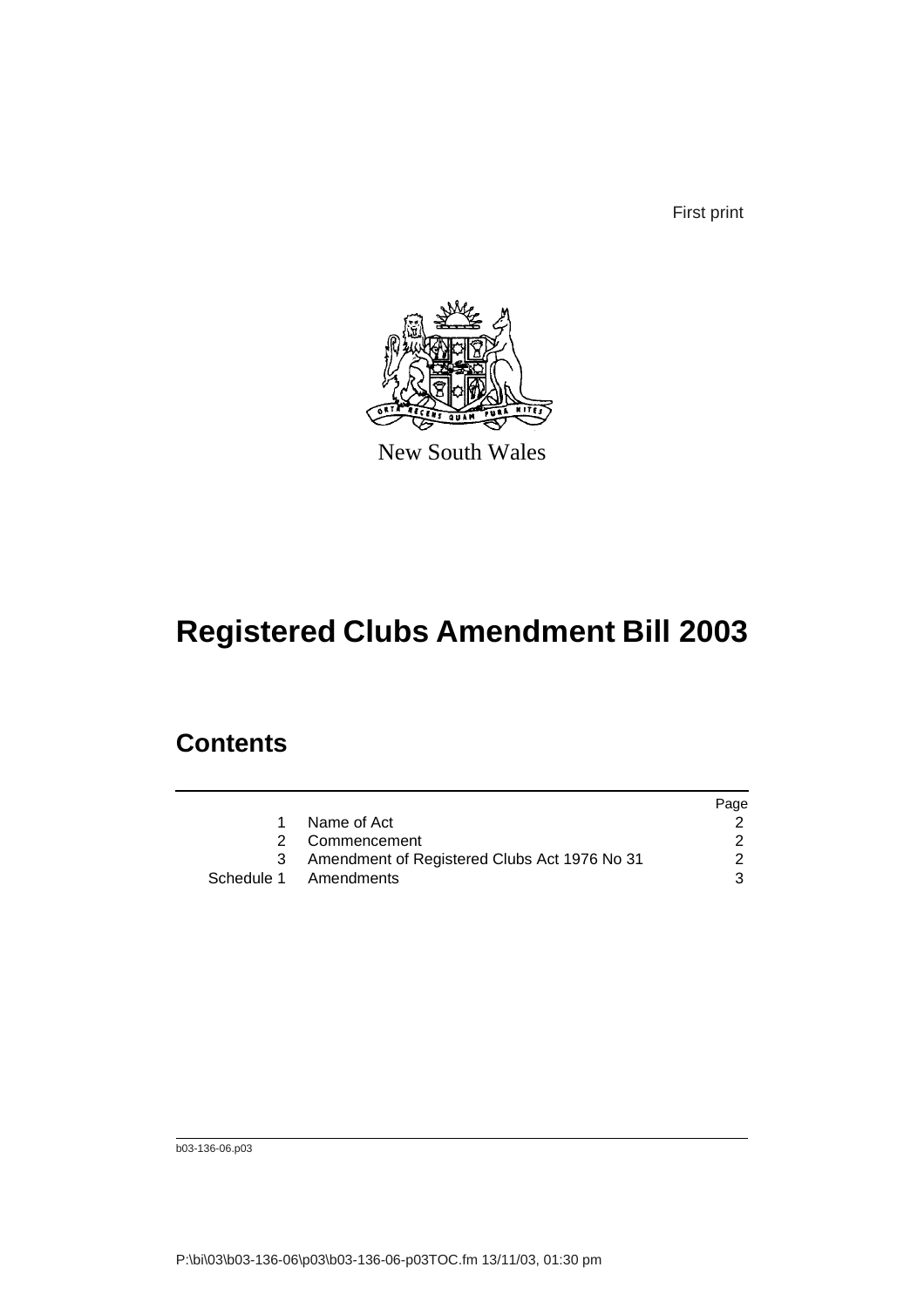First print

New South Wales

# Registered Clubs Amendment Bill 2003

## Contents

| | | Page |
|---|---|---|
| 1 | Name of Act | 2 |
| 2 | Commencement | 2 |
| 3 | Amendment of Registered Clubs Act 1976 No 31 | 2 |
| Schedule 1 | Amendments | 3 |

b03-136-06.p03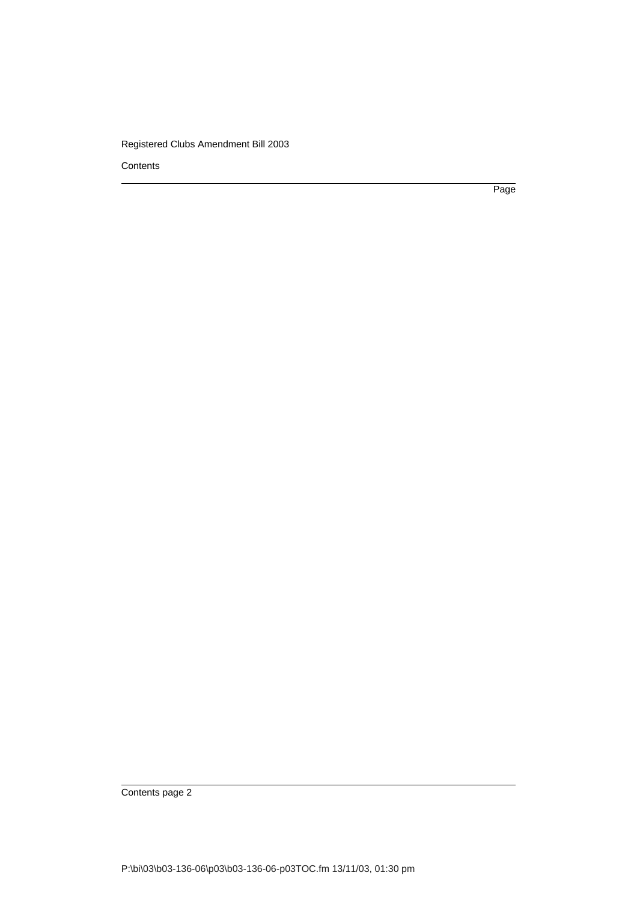Page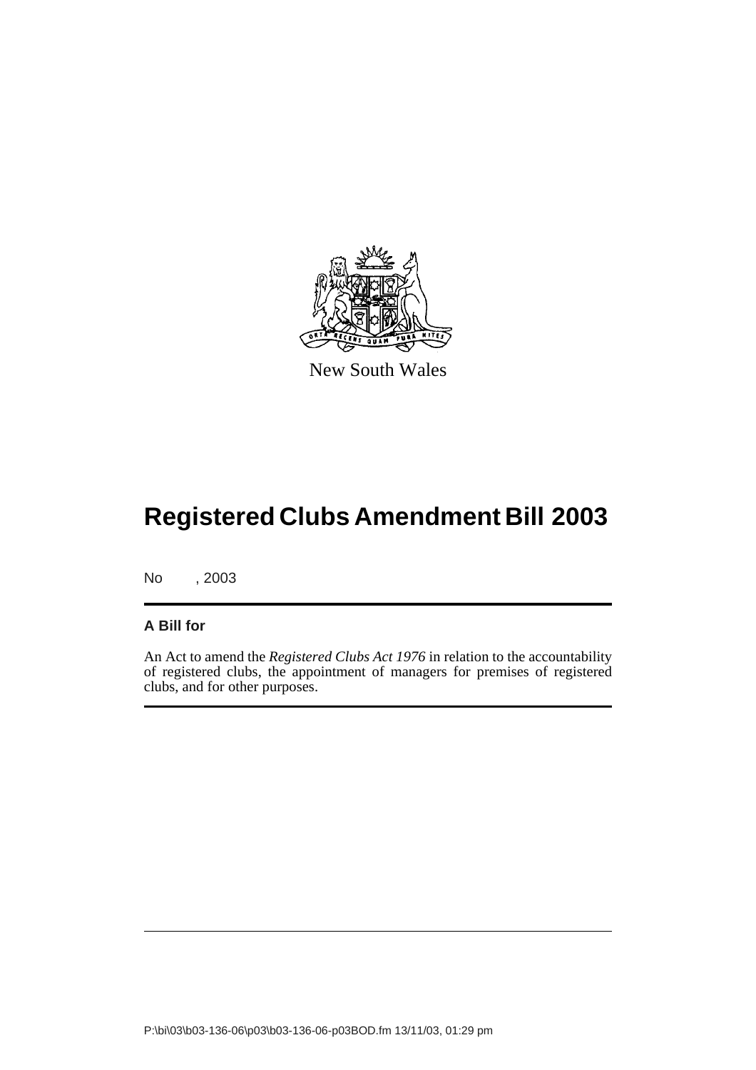New South Wales

# Registered Clubs Amendment Bill 2003

No , 2003

### A Bill for

An Act to amend the *Registered Clubs Act 1976* in relation to the accountability of registered clubs, the appointment of managers for premises of registered clubs, and for other purposes.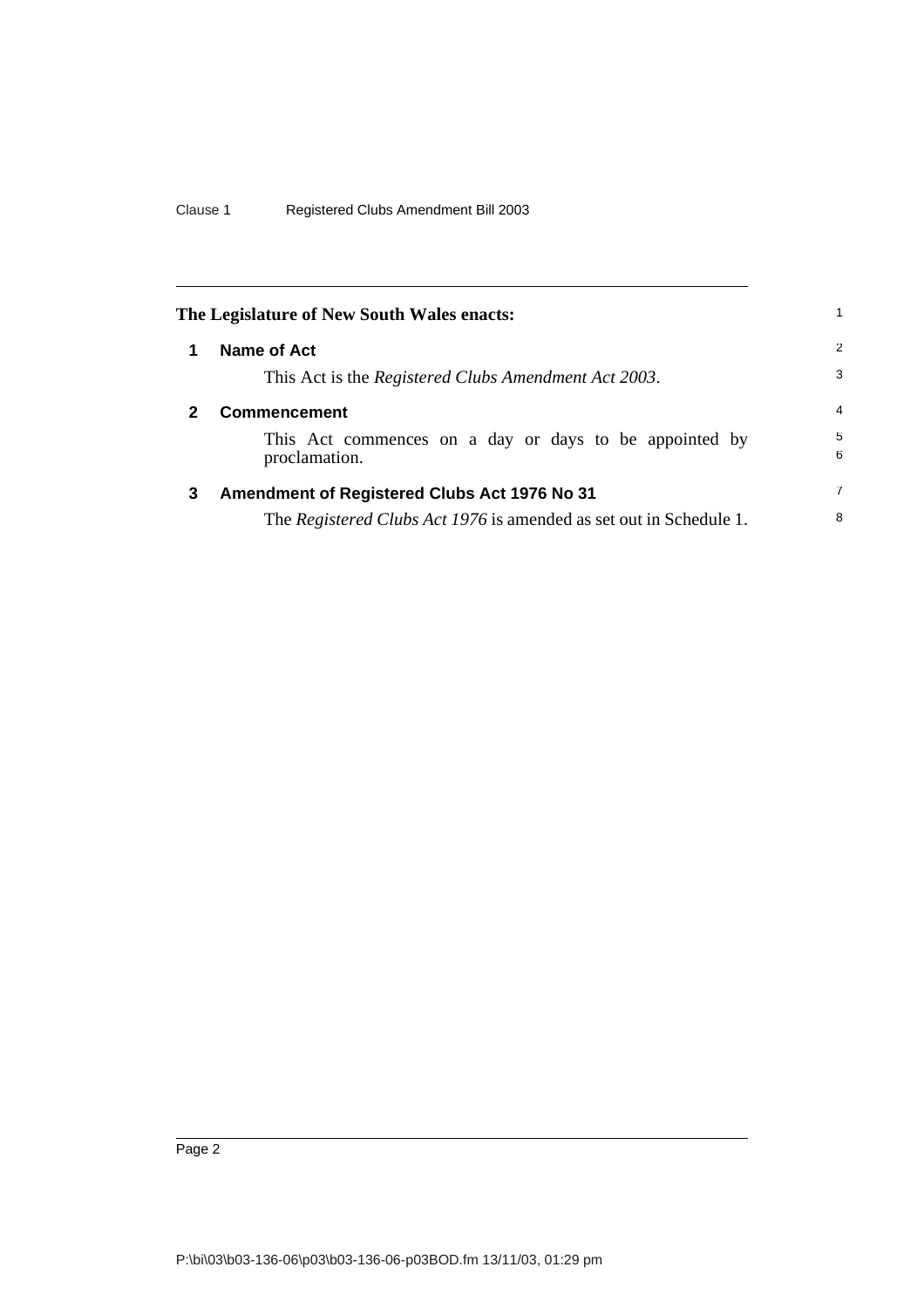**The Legislature of New South Wales enacts:**

## 1 Name of Act

This Act is the *Registered Clubs Amendment Act 2003*.

## 2 Commencement

This Act commences on a day or days to be appointed by proclamation.

## 3 Amendment of Registered Clubs Act 1976 No 31

The *Registered Clubs Act 1976* is amended as set out in Schedule 1.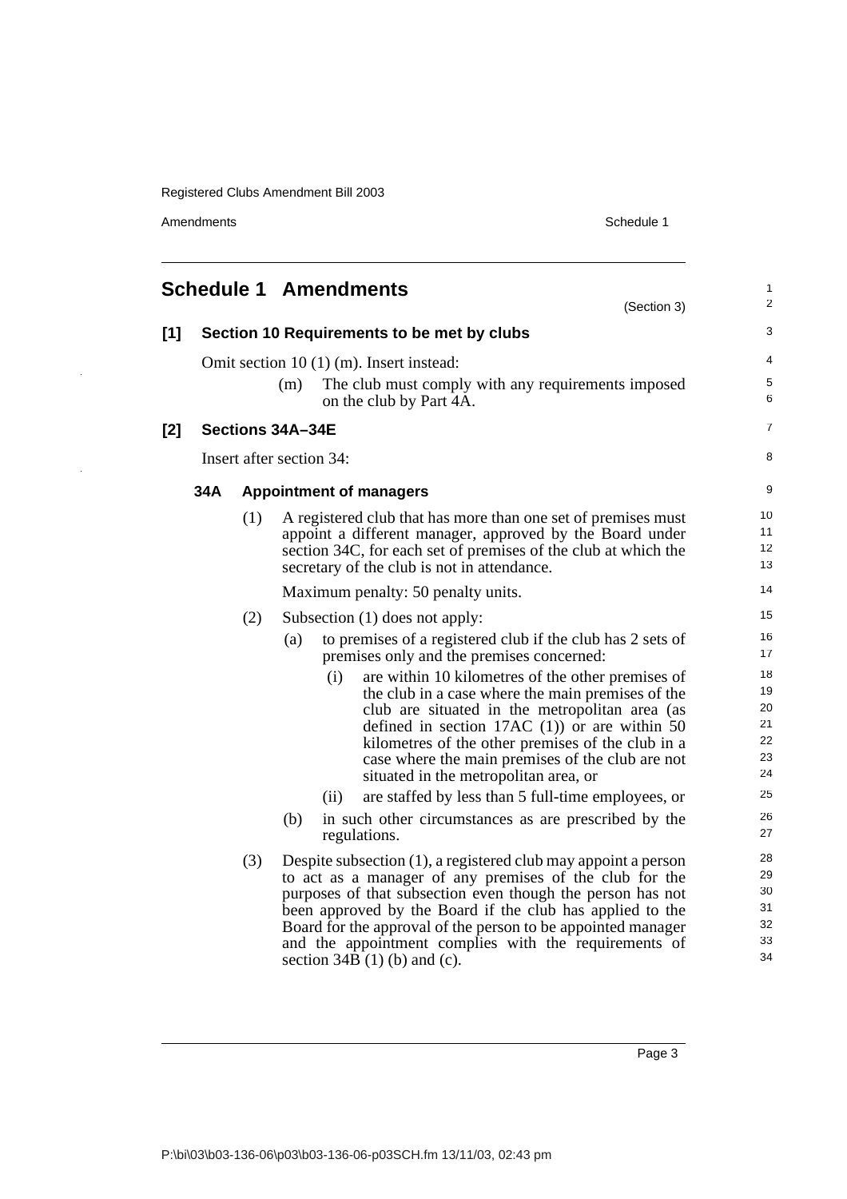# Schedule 1 Amendments

(Section 3)

## [1] Section 10 Requirements to be met by clubs

Omit section 10 (1) (m). Insert instead:

(m) The club must comply with any requirements imposed on the club by Part 4A.

## [2] Sections 34A–34E

Insert after section 34:

### 34A Appointment of managers

(1) A registered club that has more than one set of premises must appoint a different manager, approved by the Board under section 34C, for each set of premises of the club at which the secretary of the club is not in attendance.

Maximum penalty: 50 penalty units.

(2) Subsection (1) does not apply:

(a) to premises of a registered club if the club has 2 sets of premises only and the premises concerned:

(i) are within 10 kilometres of the other premises of the club in a case where the main premises of the club are situated in the metropolitan area (as defined in section 17AC (1)) or are within 50 kilometres of the other premises of the club in a case where the main premises of the club are not situated in the metropolitan area, or

(ii) are staffed by less than 5 full-time employees, or

(b) in such other circumstances as are prescribed by the regulations.

(3) Despite subsection (1), a registered club may appoint a person to act as a manager of any premises of the club for the purposes of that subsection even though the person has not been approved by the Board if the club has applied to the Board for the approval of the person to be appointed manager and the appointment complies with the requirements of section 34B (1) (b) and (c).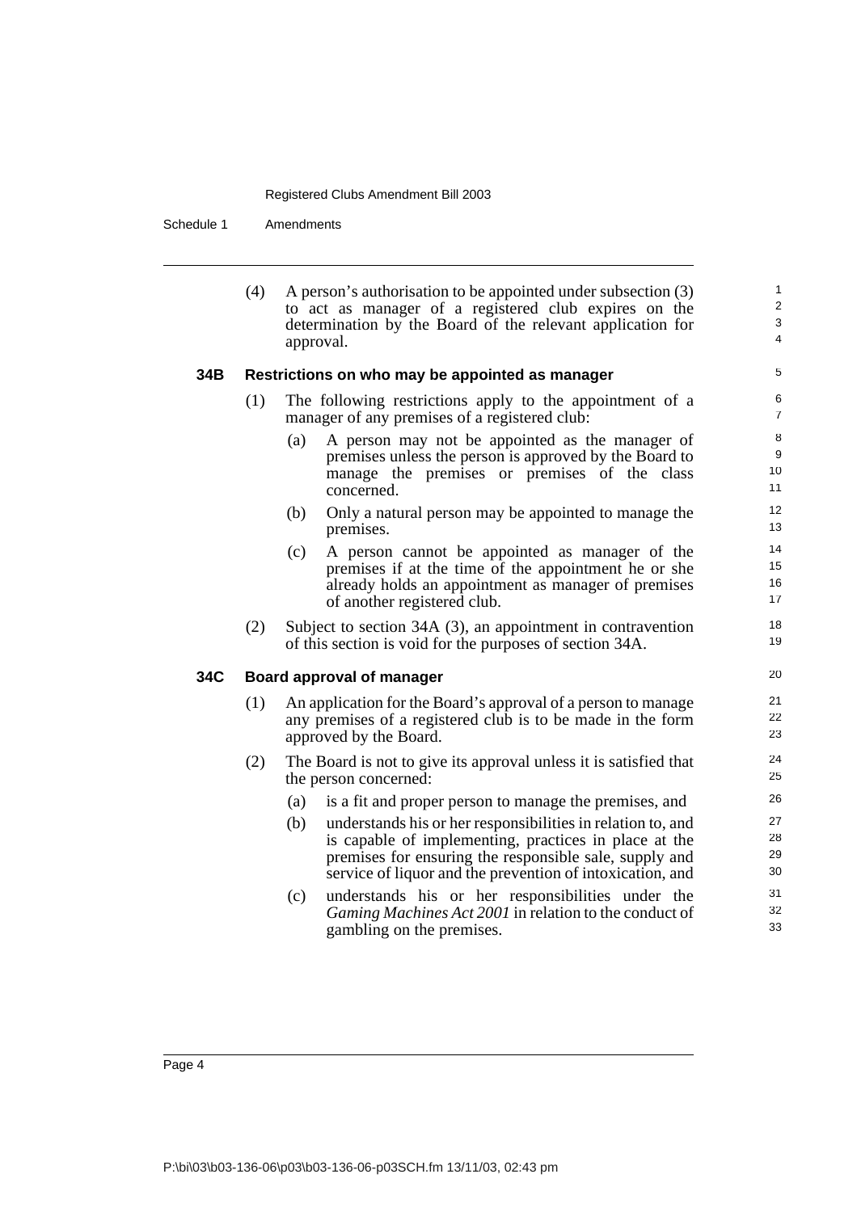(4) A person's authorisation to be appointed under subsection (3) to act as manager of a registered club expires on the determination by the Board of the relevant application for approval.

### 34B Restrictions on who may be appointed as manager

(1) The following restrictions apply to the appointment of a manager of any premises of a registered club:

- (a) A person may not be appointed as the manager of premises unless the person is approved by the Board to manage the premises or premises of the class concerned.
- (b) Only a natural person may be appointed to manage the premises.
- (c) A person cannot be appointed as manager of the premises if at the time of the appointment he or she already holds an appointment as manager of premises of another registered club.

(2) Subject to section 34A (3), an appointment in contravention of this section is void for the purposes of section 34A.

### 34C Board approval of manager

(1) An application for the Board's approval of a person to manage any premises of a registered club is to be made in the form approved by the Board.

(2) The Board is not to give its approval unless it is satisfied that the person concerned:

- (a) is a fit and proper person to manage the premises, and
- (b) understands his or her responsibilities in relation to, and is capable of implementing, practices in place at the premises for ensuring the responsible sale, supply and service of liquor and the prevention of intoxication, and
- (c) understands his or her responsibilities under the *Gaming Machines Act 2001* in relation to the conduct of gambling on the premises.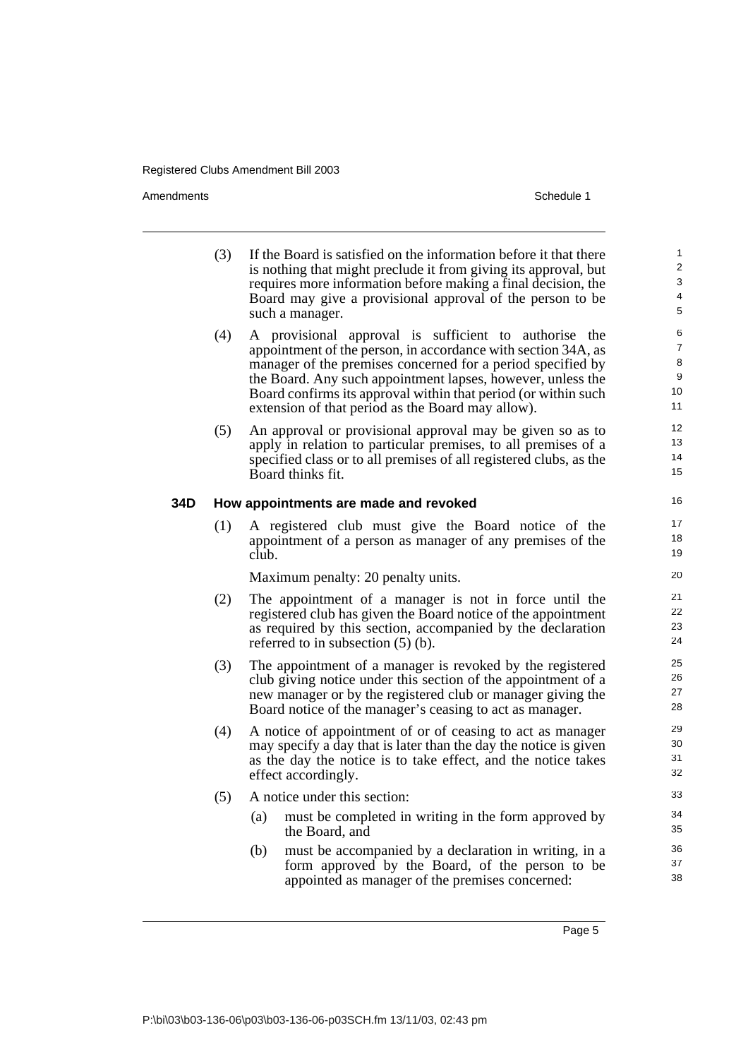(3) If the Board is satisfied on the information before it that there is nothing that might preclude it from giving its approval, but requires more information before making a final decision, the Board may give a provisional approval of the person to be such a manager.

(4) A provisional approval is sufficient to authorise the appointment of the person, in accordance with section 34A, as manager of the premises concerned for a period specified by the Board. Any such appointment lapses, however, unless the Board confirms its approval within that period (or within such extension of that period as the Board may allow).

(5) An approval or provisional approval may be given so as to apply in relation to particular premises, to all premises of a specified class or to all premises of all registered clubs, as the Board thinks fit.

### 34D How appointments are made and revoked

(1) A registered club must give the Board notice of the appointment of a person as manager of any premises of the club.

Maximum penalty: 20 penalty units.

(2) The appointment of a manager is not in force until the registered club has given the Board notice of the appointment as required by this section, accompanied by the declaration referred to in subsection (5) (b).

(3) The appointment of a manager is revoked by the registered club giving notice under this section of the appointment of a new manager or by the registered club or manager giving the Board notice of the manager's ceasing to act as manager.

(4) A notice of appointment of or of ceasing to act as manager may specify a day that is later than the day the notice is given as the day the notice is to take effect, and the notice takes effect accordingly.

(5) A notice under this section:

(a) must be completed in writing in the form approved by the Board, and

(b) must be accompanied by a declaration in writing, in a form approved by the Board, of the person to be appointed as manager of the premises concerned: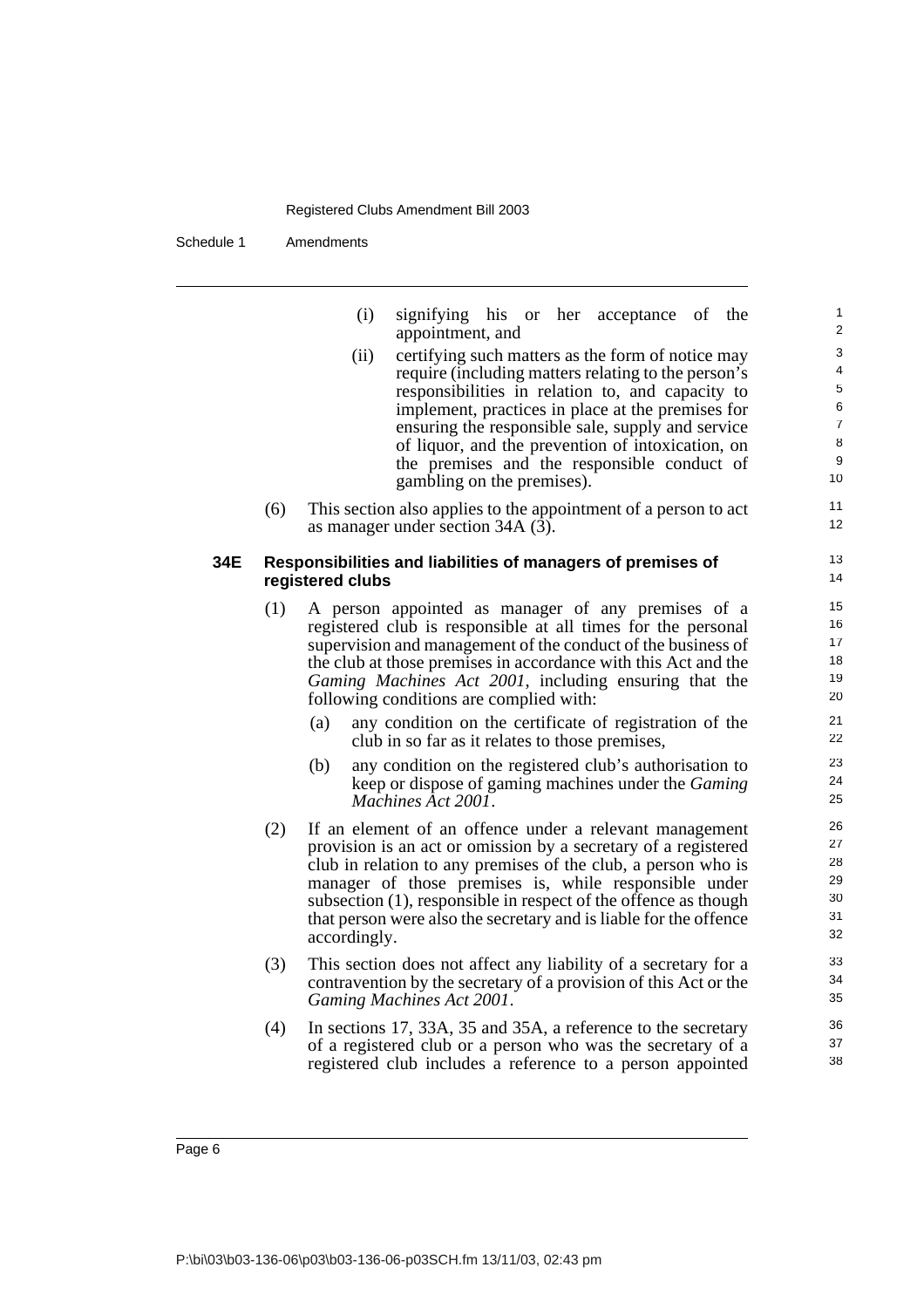(i) signifying his or her acceptance of the appointment, and

(ii) certifying such matters as the form of notice may require (including matters relating to the person's responsibilities in relation to, and capacity to implement, practices in place at the premises for ensuring the responsible sale, supply and service of liquor, and the prevention of intoxication, on the premises and the responsible conduct of gambling on the premises).

(6) This section also applies to the appointment of a person to act as manager under section 34A (3).

### 34E Responsibilities and liabilities of managers of premises of registered clubs

(1) A person appointed as manager of any premises of a registered club is responsible at all times for the personal supervision and management of the conduct of the business of the club at those premises in accordance with this Act and the *Gaming Machines Act 2001*, including ensuring that the following conditions are complied with:

(a) any condition on the certificate of registration of the club in so far as it relates to those premises,

(b) any condition on the registered club's authorisation to keep or dispose of gaming machines under the *Gaming Machines Act 2001*.

(2) If an element of an offence under a relevant management provision is an act or omission by a secretary of a registered club in relation to any premises of the club, a person who is manager of those premises is, while responsible under subsection (1), responsible in respect of the offence as though that person were also the secretary and is liable for the offence accordingly.

(3) This section does not affect any liability of a secretary for a contravention by the secretary of a provision of this Act or the *Gaming Machines Act 2001*.

(4) In sections 17, 33A, 35 and 35A, a reference to the secretary of a registered club or a person who was the secretary of a registered club includes a reference to a person appointed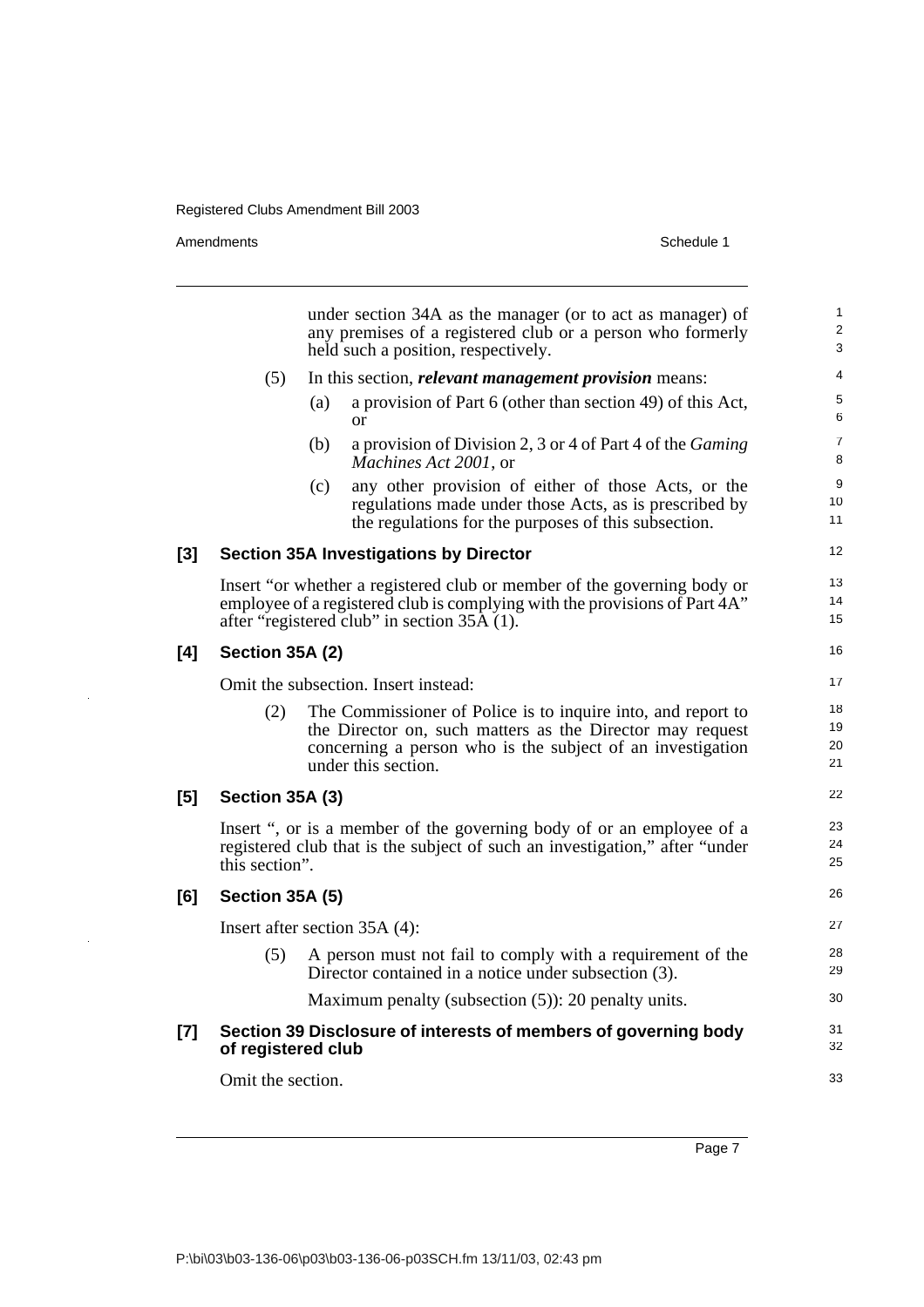under section 34A as the manager (or to act as manager) of any premises of a registered club or a person who formerly held such a position, respectively.

(5) In this section, ***relevant management provision*** means:

(a) a provision of Part 6 (other than section 49) of this Act, or

(b) a provision of Division 2, 3 or 4 of Part 4 of the *Gaming Machines Act 2001*, or

(c) any other provision of either of those Acts, or the regulations made under those Acts, as is prescribed by the regulations for the purposes of this subsection.

### [3] Section 35A Investigations by Director

Insert "or whether a registered club or member of the governing body or employee of a registered club is complying with the provisions of Part 4A" after "registered club" in section 35A (1).

### [4] Section 35A (2)

Omit the subsection. Insert instead:

(2) The Commissioner of Police is to inquire into, and report to the Director on, such matters as the Director may request concerning a person who is the subject of an investigation under this section.

### [5] Section 35A (3)

Insert ", or is a member of the governing body of or an employee of a registered club that is the subject of such an investigation," after "under this section".

### [6] Section 35A (5)

Insert after section 35A (4):

(5) A person must not fail to comply with a requirement of the Director contained in a notice under subsection (3).

Maximum penalty (subsection (5)): 20 penalty units.

### [7] Section 39 Disclosure of interests of members of governing body of registered club

Omit the section.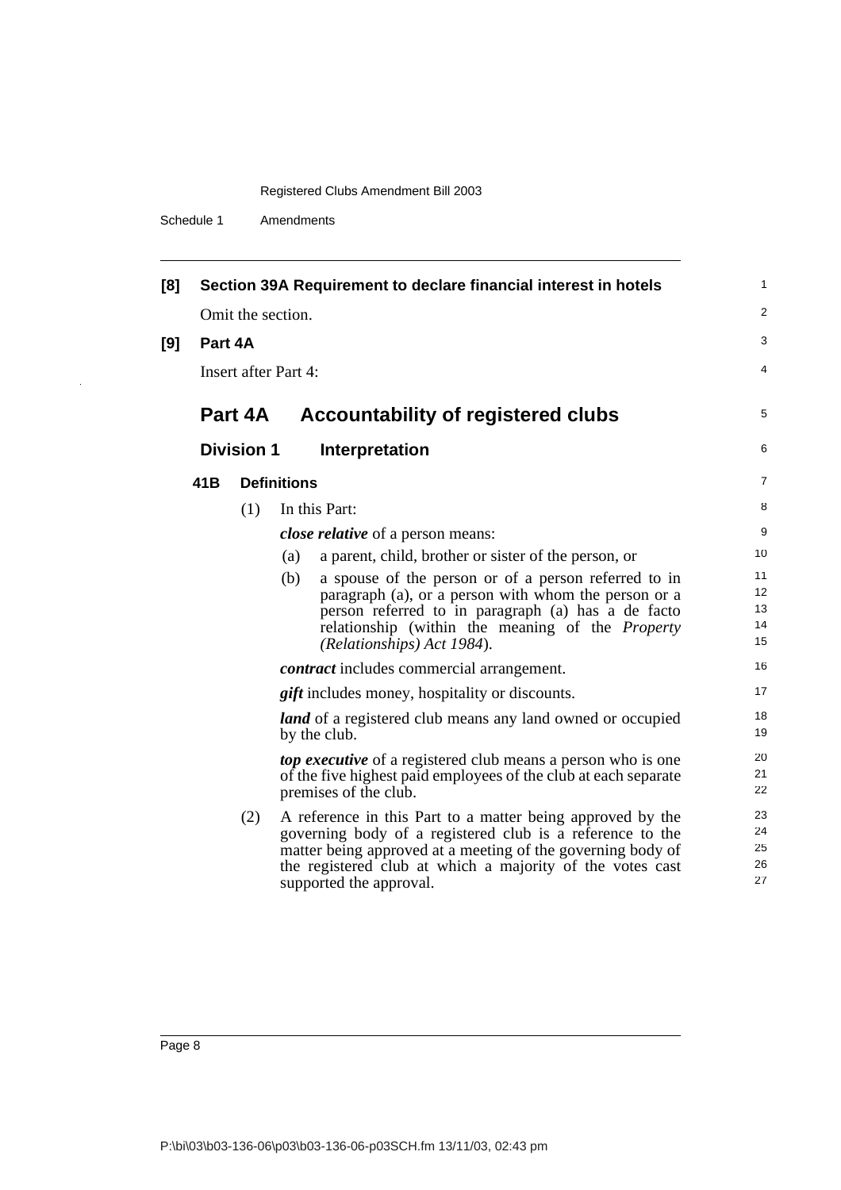**[8] Section 39A Requirement to declare financial interest in hotels**

Omit the section.

**[9] Part 4A**

Insert after Part 4:

## Part 4A Accountability of registered clubs

### Division 1 Interpretation

#### 41B Definitions

(1) In this Part:

***close relative*** of a person means:

(a) a parent, child, brother or sister of the person, or

(b) a spouse of the person or of a person referred to in paragraph (a), or a person with whom the person or a person referred to in paragraph (a) has a de facto relationship (within the meaning of the *Property (Relationships) Act 1984*).

***contract*** includes commercial arrangement.

***gift*** includes money, hospitality or discounts.

***land*** of a registered club means any land owned or occupied by the club.

***top executive*** of a registered club means a person who is one of the five highest paid employees of the club at each separate premises of the club.

(2) A reference in this Part to a matter being approved by the governing body of a registered club is a reference to the matter being approved at a meeting of the governing body of the registered club at which a majority of the votes cast supported the approval.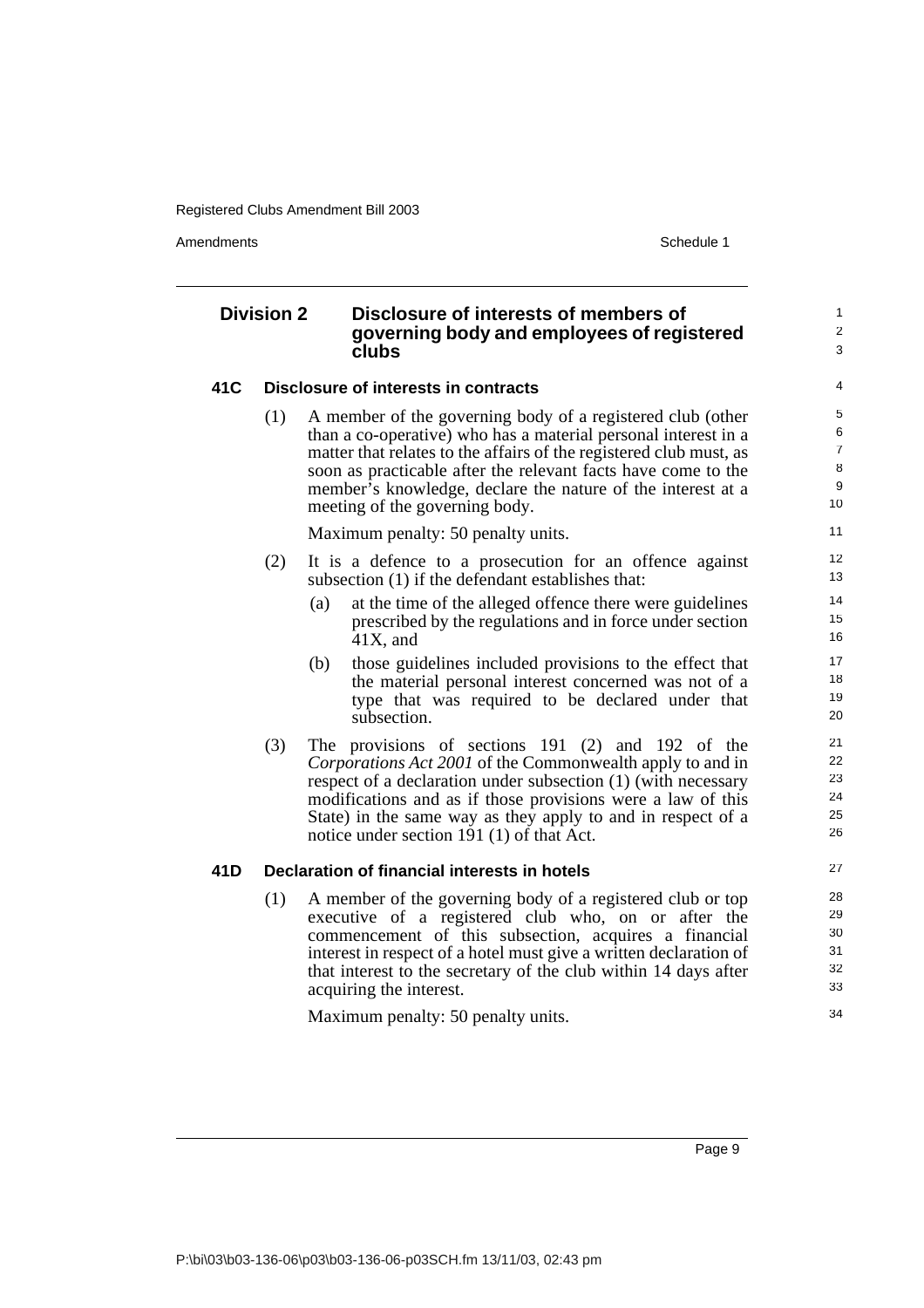## Division 2 Disclosure of interests of members of governing body and employees of registered clubs

### 41C Disclosure of interests in contracts

(1) A member of the governing body of a registered club (other than a co-operative) who has a material personal interest in a matter that relates to the affairs of the registered club must, as soon as practicable after the relevant facts have come to the member's knowledge, declare the nature of the interest at a meeting of the governing body.

Maximum penalty: 50 penalty units.

(2) It is a defence to a prosecution for an offence against subsection (1) if the defendant establishes that:

(a) at the time of the alleged offence there were guidelines prescribed by the regulations and in force under section 41X, and

(b) those guidelines included provisions to the effect that the material personal interest concerned was not of a type that was required to be declared under that subsection.

(3) The provisions of sections 191 (2) and 192 of the *Corporations Act 2001* of the Commonwealth apply to and in respect of a declaration under subsection (1) (with necessary modifications and as if those provisions were a law of this State) in the same way as they apply to and in respect of a notice under section 191 (1) of that Act.

### 41D Declaration of financial interests in hotels

(1) A member of the governing body of a registered club or top executive of a registered club who, on or after the commencement of this subsection, acquires a financial interest in respect of a hotel must give a written declaration of that interest to the secretary of the club within 14 days after acquiring the interest.

Maximum penalty: 50 penalty units.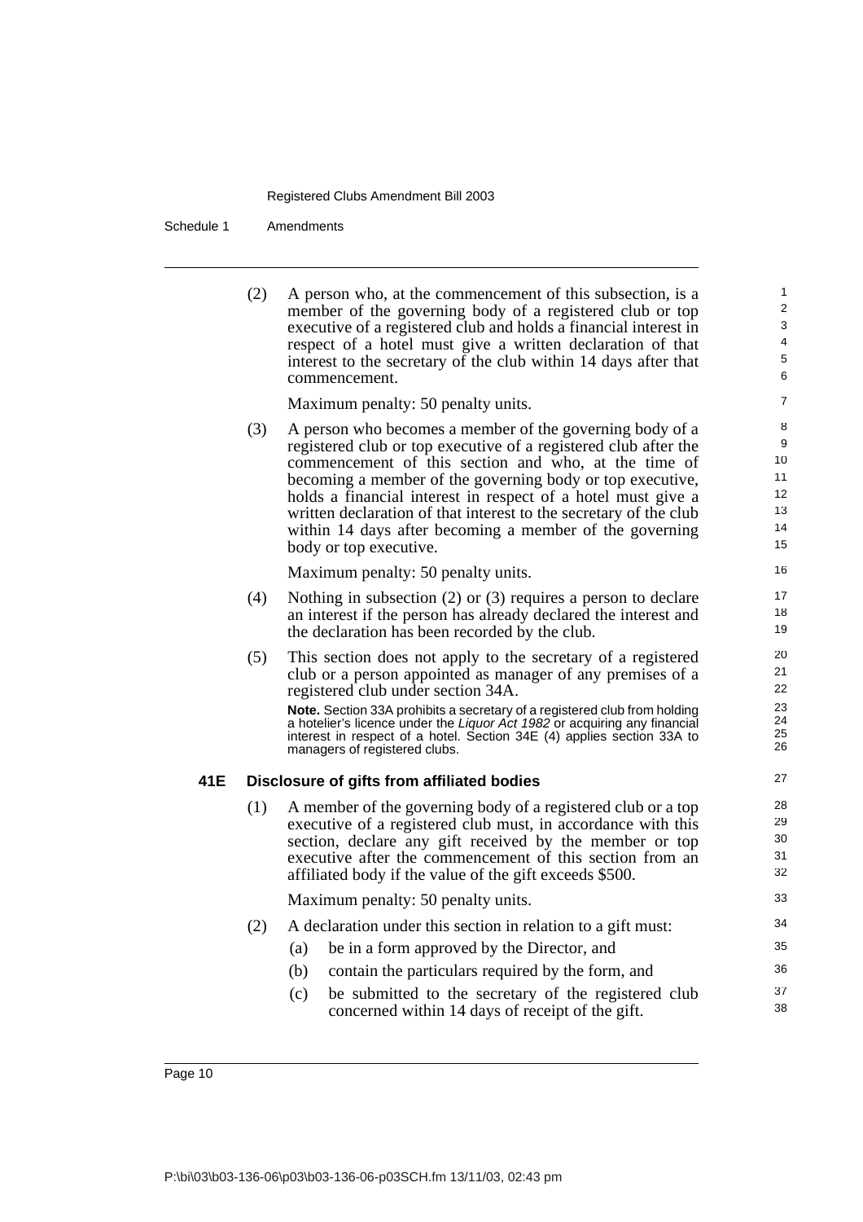(2) A person who, at the commencement of this subsection, is a member of the governing body of a registered club or top executive of a registered club and holds a financial interest in respect of a hotel must give a written declaration of that interest to the secretary of the club within 14 days after that commencement.

Maximum penalty: 50 penalty units.

(3) A person who becomes a member of the governing body of a registered club or top executive of a registered club after the commencement of this section and who, at the time of becoming a member of the governing body or top executive, holds a financial interest in respect of a hotel must give a written declaration of that interest to the secretary of the club within 14 days after becoming a member of the governing body or top executive.

Maximum penalty: 50 penalty units.

(4) Nothing in subsection (2) or (3) requires a person to declare an interest if the person has already declared the interest and the declaration has been recorded by the club.

(5) This section does not apply to the secretary of a registered club or a person appointed as manager of any premises of a registered club under section 34A.

**Note.** Section 33A prohibits a secretary of a registered club from holding a hotelier's licence under the *Liquor Act 1982* or acquiring any financial interest in respect of a hotel. Section 34E (4) applies section 33A to managers of registered clubs.

### 41E Disclosure of gifts from affiliated bodies

(1) A member of the governing body of a registered club or a top executive of a registered club must, in accordance with this section, declare any gift received by the member or top executive after the commencement of this section from an affiliated body if the value of the gift exceeds $500.

Maximum penalty: 50 penalty units.

(2) A declaration under this section in relation to a gift must:

(a) be in a form approved by the Director, and

(b) contain the particulars required by the form, and

(c) be submitted to the secretary of the registered club concerned within 14 days of receipt of the gift.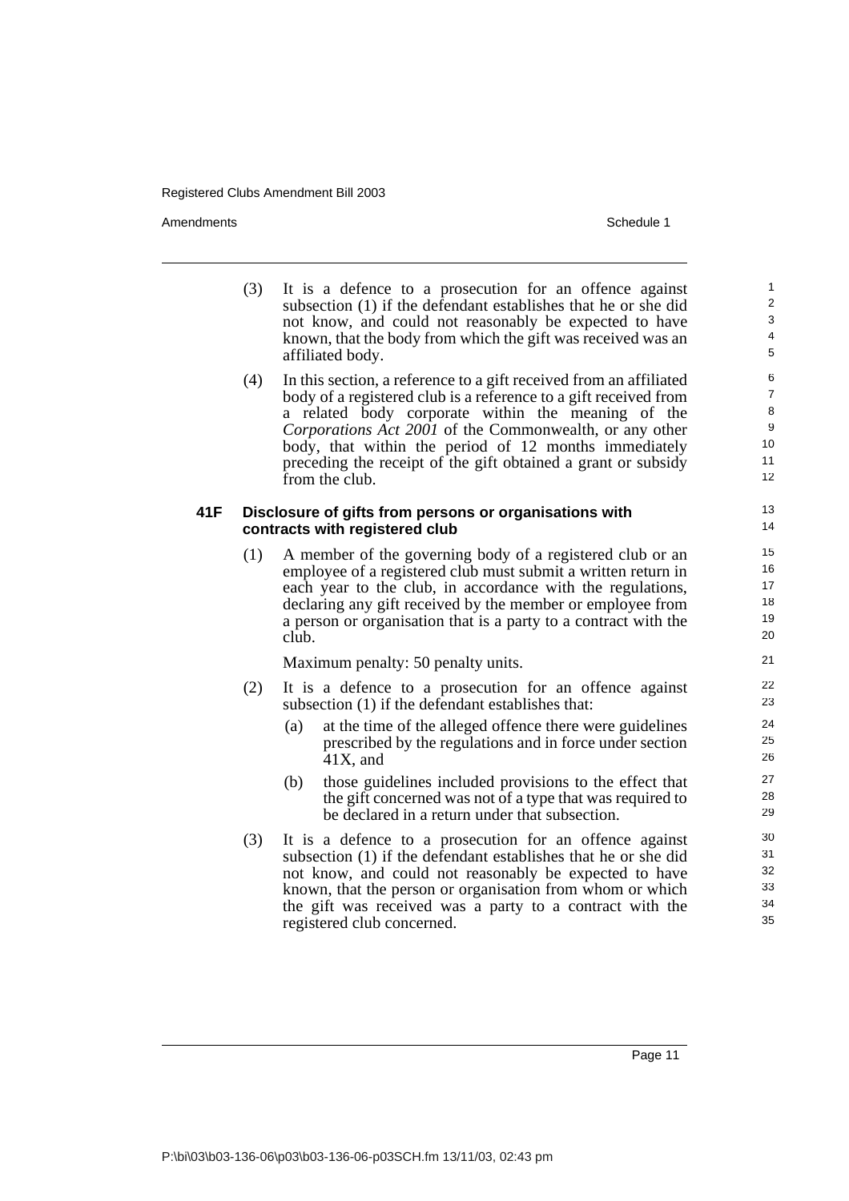(3) It is a defence to a prosecution for an offence against subsection (1) if the defendant establishes that he or she did not know, and could not reasonably be expected to have known, that the body from which the gift was received was an affiliated body.

(4) In this section, a reference to a gift received from an affiliated body of a registered club is a reference to a gift received from a related body corporate within the meaning of the *Corporations Act 2001* of the Commonwealth, or any other body, that within the period of 12 months immediately preceding the receipt of the gift obtained a grant or subsidy from the club.

**41F Disclosure of gifts from persons or organisations with contracts with registered club**

(1) A member of the governing body of a registered club or an employee of a registered club must submit a written return in each year to the club, in accordance with the regulations, declaring any gift received by the member or employee from a person or organisation that is a party to a contract with the club.

Maximum penalty: 50 penalty units.

(2) It is a defence to a prosecution for an offence against subsection (1) if the defendant establishes that:

(a) at the time of the alleged offence there were guidelines prescribed by the regulations and in force under section 41X, and

(b) those guidelines included provisions to the effect that the gift concerned was not of a type that was required to be declared in a return under that subsection.

(3) It is a defence to a prosecution for an offence against subsection (1) if the defendant establishes that he or she did not know, and could not reasonably be expected to have known, that the person or organisation from whom or which the gift was received was a party to a contract with the registered club concerned.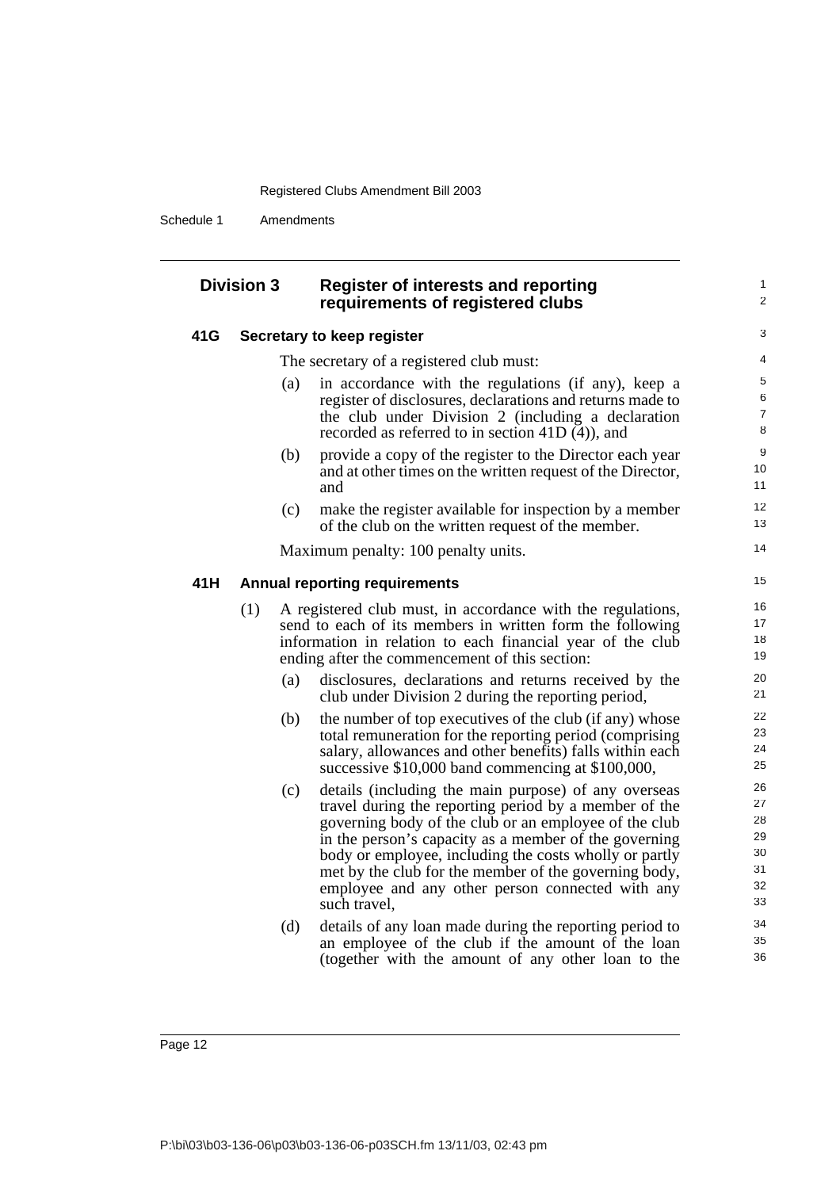### Division 3 Register of interests and reporting requirements of registered clubs

#### 41G Secretary to keep register

The secretary of a registered club must:

(a) in accordance with the regulations (if any), keep a register of disclosures, declarations and returns made to the club under Division 2 (including a declaration recorded as referred to in section 41D (4)), and

(b) provide a copy of the register to the Director each year and at other times on the written request of the Director, and

(c) make the register available for inspection by a member of the club on the written request of the member.

Maximum penalty: 100 penalty units.

#### 41H Annual reporting requirements

(1) A registered club must, in accordance with the regulations, send to each of its members in written form the following information in relation to each financial year of the club ending after the commencement of this section:

(a) disclosures, declarations and returns received by the club under Division 2 during the reporting period,

(b) the number of top executives of the club (if any) whose total remuneration for the reporting period (comprising salary, allowances and other benefits) falls within each successive $10,000 band commencing at $100,000,

(c) details (including the main purpose) of any overseas travel during the reporting period by a member of the governing body of the club or an employee of the club in the person's capacity as a member of the governing body or employee, including the costs wholly or partly met by the club for the member of the governing body, employee and any other person connected with any such travel,

(d) details of any loan made during the reporting period to an employee of the club if the amount of the loan (together with the amount of any other loan to the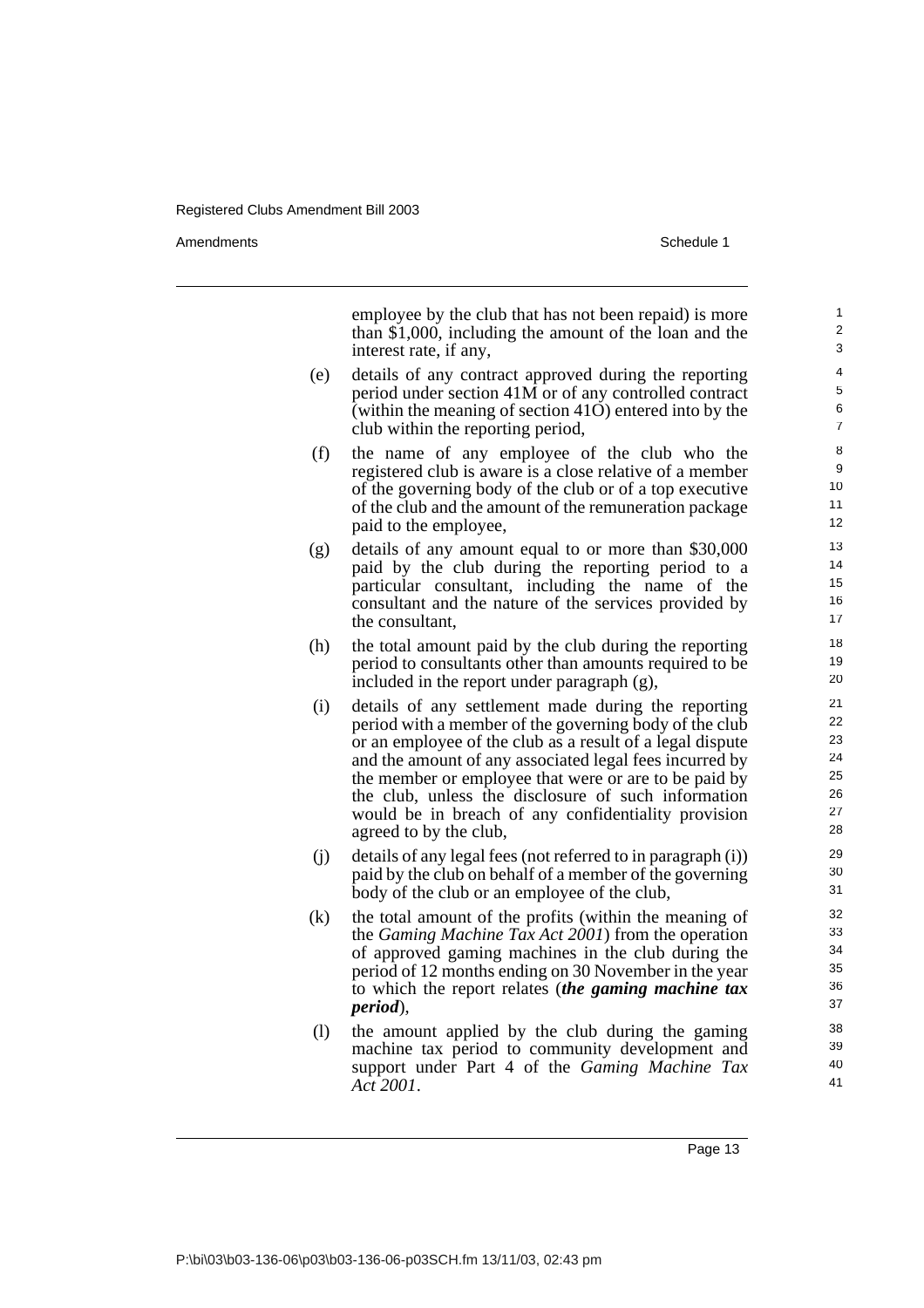employee by the club that has not been repaid) is more than $1,000, including the amount of the loan and the interest rate, if any,

(e) details of any contract approved during the reporting period under section 41M or of any controlled contract (within the meaning of section 41O) entered into by the club within the reporting period,

(f) the name of any employee of the club who the registered club is aware is a close relative of a member of the governing body of the club or of a top executive of the club and the amount of the remuneration package paid to the employee,

(g) details of any amount equal to or more than $30,000 paid by the club during the reporting period to a particular consultant, including the name of the consultant and the nature of the services provided by the consultant,

(h) the total amount paid by the club during the reporting period to consultants other than amounts required to be included in the report under paragraph (g),

(i) details of any settlement made during the reporting period with a member of the governing body of the club or an employee of the club as a result of a legal dispute and the amount of any associated legal fees incurred by the member or employee that were or are to be paid by the club, unless the disclosure of such information would be in breach of any confidentiality provision agreed to by the club,

(j) details of any legal fees (not referred to in paragraph (i)) paid by the club on behalf of a member of the governing body of the club or an employee of the club,

(k) the total amount of the profits (within the meaning of the *Gaming Machine Tax Act 2001*) from the operation of approved gaming machines in the club during the period of 12 months ending on 30 November in the year to which the report relates (***the gaming machine tax period***),

(l) the amount applied by the club during the gaming machine tax period to community development and support under Part 4 of the *Gaming Machine Tax Act 2001*.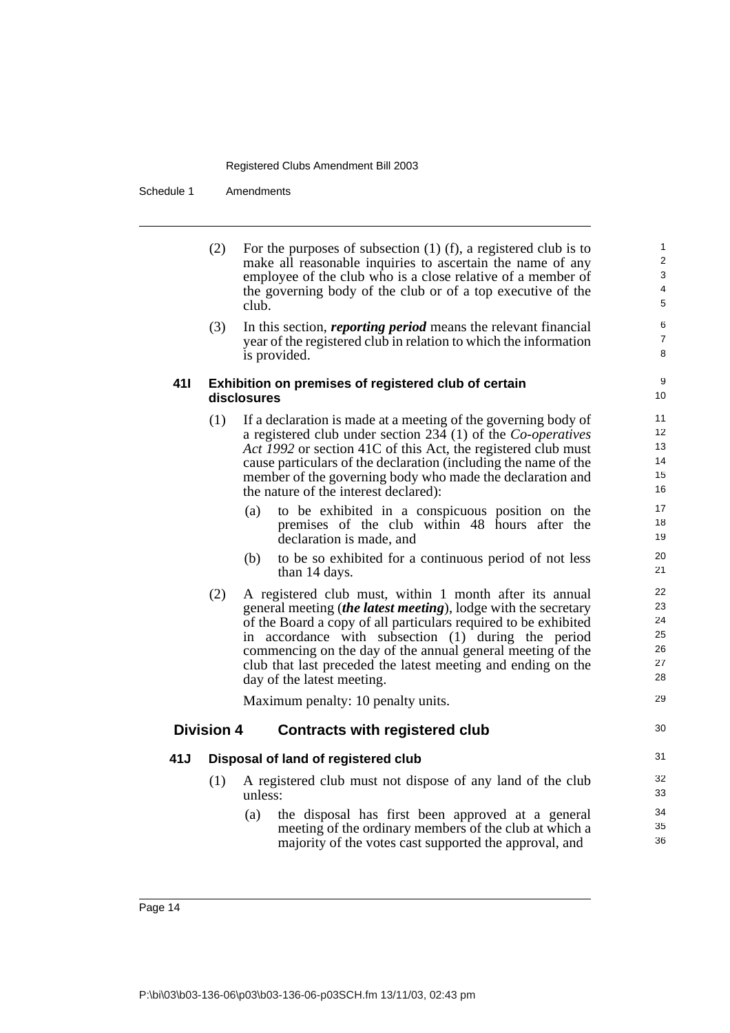(2) For the purposes of subsection (1) (f), a registered club is to make all reasonable inquiries to ascertain the name of any employee of the club who is a close relative of a member of the governing body of the club or of a top executive of the club.

(3) In this section, ***reporting period*** means the relevant financial year of the registered club in relation to which the information is provided.

#### 41I Exhibition on premises of registered club of certain disclosures

(1) If a declaration is made at a meeting of the governing body of a registered club under section 234 (1) of the *Co-operatives Act 1992* or section 41C of this Act, the registered club must cause particulars of the declaration (including the name of the member of the governing body who made the declaration and the nature of the interest declared):

- (a) to be exhibited in a conspicuous position on the premises of the club within 48 hours after the declaration is made, and
- (b) to be so exhibited for a continuous period of not less than 14 days.

(2) A registered club must, within 1 month after its annual general meeting (***the latest meeting***), lodge with the secretary of the Board a copy of all particulars required to be exhibited in accordance with subsection (1) during the period commencing on the day of the annual general meeting of the club that last preceded the latest meeting and ending on the day of the latest meeting.

Maximum penalty: 10 penalty units.

### Division 4 Contracts with registered club

#### 41J Disposal of land of registered club

(1) A registered club must not dispose of any land of the club unless:

- (a) the disposal has first been approved at a general meeting of the ordinary members of the club at which a majority of the votes cast supported the approval, and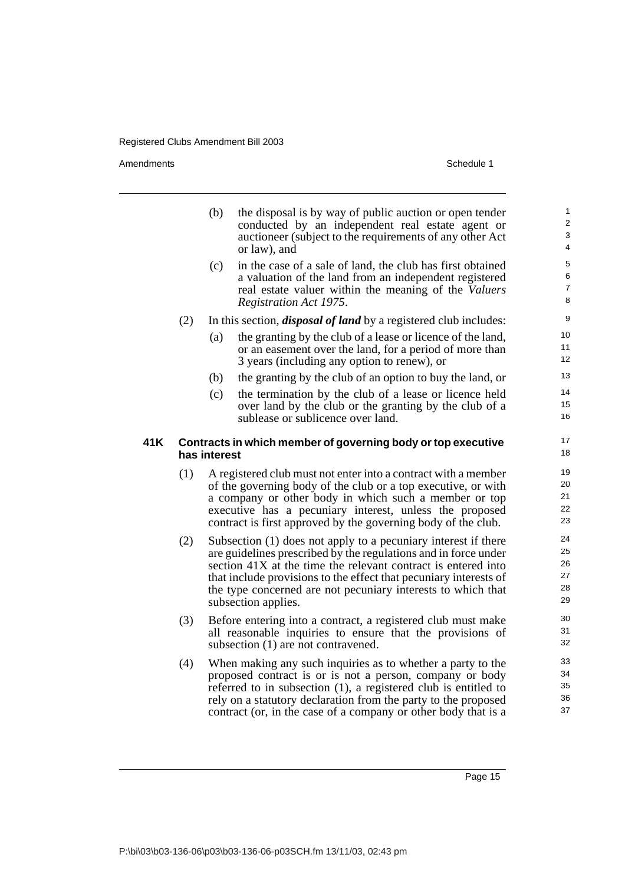(b) the disposal is by way of public auction or open tender conducted by an independent real estate agent or auctioneer (subject to the requirements of any other Act or law), and

(c) in the case of a sale of land, the club has first obtained a valuation of the land from an independent registered real estate valuer within the meaning of the *Valuers Registration Act 1975*.

(2) In this section, ***disposal of land*** by a registered club includes:

(a) the granting by the club of a lease or licence of the land, or an easement over the land, for a period of more than 3 years (including any option to renew), or

(b) the granting by the club of an option to buy the land, or

(c) the termination by the club of a lease or licence held over land by the club or the granting by the club of a sublease or sublicence over land.

### 41K Contracts in which member of governing body or top executive has interest

(1) A registered club must not enter into a contract with a member of the governing body of the club or a top executive, or with a company or other body in which such a member or top executive has a pecuniary interest, unless the proposed contract is first approved by the governing body of the club.

(2) Subsection (1) does not apply to a pecuniary interest if there are guidelines prescribed by the regulations and in force under section 41X at the time the relevant contract is entered into that include provisions to the effect that pecuniary interests of the type concerned are not pecuniary interests to which that subsection applies.

(3) Before entering into a contract, a registered club must make all reasonable inquiries to ensure that the provisions of subsection (1) are not contravened.

(4) When making any such inquiries as to whether a party to the proposed contract is or is not a person, company or body referred to in subsection (1), a registered club is entitled to rely on a statutory declaration from the party to the proposed contract (or, in the case of a company or other body that is a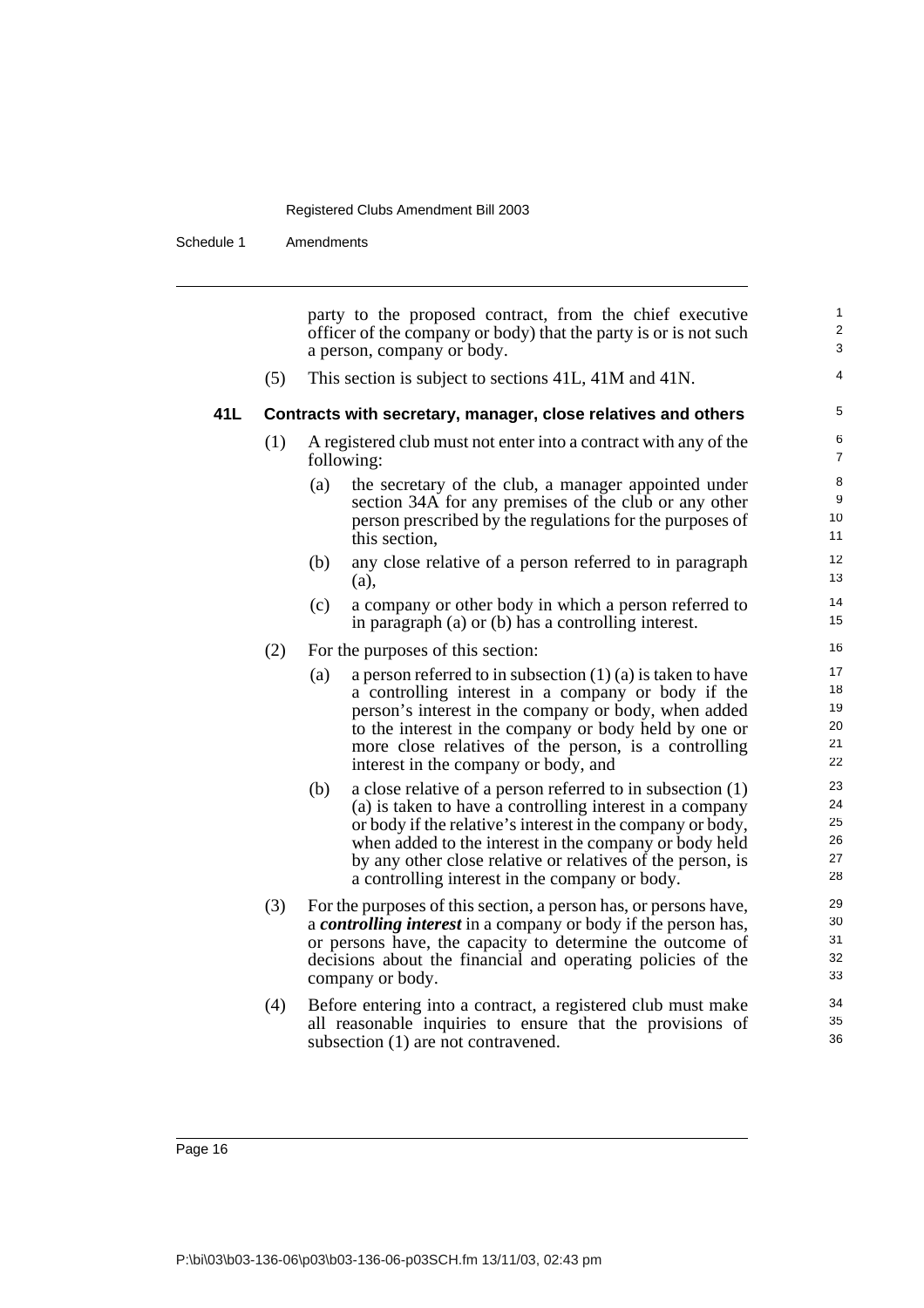party to the proposed contract, from the chief executive officer of the company or body) that the party is or is not such a person, company or body.

(5) This section is subject to sections 41L, 41M and 41N.

### 41L Contracts with secretary, manager, close relatives and others

(1) A registered club must not enter into a contract with any of the following:

(a) the secretary of the club, a manager appointed under section 34A for any premises of the club or any other person prescribed by the regulations for the purposes of this section,

(b) any close relative of a person referred to in paragraph (a),

(c) a company or other body in which a person referred to in paragraph (a) or (b) has a controlling interest.

(2) For the purposes of this section:

(a) a person referred to in subsection (1) (a) is taken to have a controlling interest in a company or body if the person's interest in the company or body, when added to the interest in the company or body held by one or more close relatives of the person, is a controlling interest in the company or body, and

(b) a close relative of a person referred to in subsection (1) (a) is taken to have a controlling interest in a company or body if the relative's interest in the company or body, when added to the interest in the company or body held by any other close relative or relatives of the person, is a controlling interest in the company or body.

(3) For the purposes of this section, a person has, or persons have, a ***controlling interest*** in a company or body if the person has, or persons have, the capacity to determine the outcome of decisions about the financial and operating policies of the company or body.

(4) Before entering into a contract, a registered club must make all reasonable inquiries to ensure that the provisions of subsection (1) are not contravened.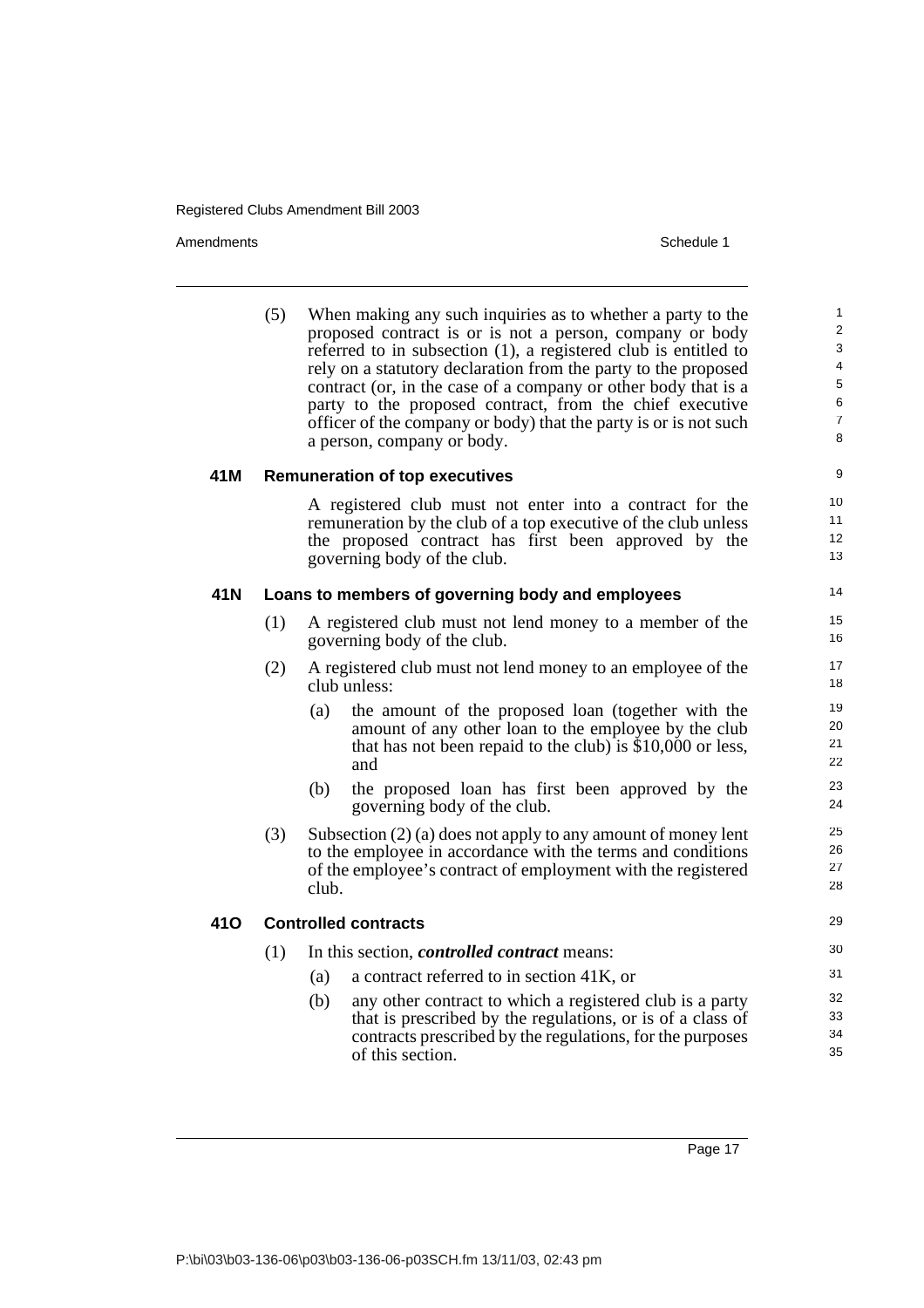(5) When making any such inquiries as to whether a party to the proposed contract is or is not a person, company or body referred to in subsection (1), a registered club is entitled to rely on a statutory declaration from the party to the proposed contract (or, in the case of a company or other body that is a party to the proposed contract, from the chief executive officer of the company or body) that the party is or is not such a person, company or body.

### 41M Remuneration of top executives

A registered club must not enter into a contract for the remuneration by the club of a top executive of the club unless the proposed contract has first been approved by the governing body of the club.

### 41N Loans to members of governing body and employees

(1) A registered club must not lend money to a member of the governing body of the club.

(2) A registered club must not lend money to an employee of the club unless:

(a) the amount of the proposed loan (together with the amount of any other loan to the employee by the club that has not been repaid to the club) is $10,000 or less, and

(b) the proposed loan has first been approved by the governing body of the club.

(3) Subsection (2) (a) does not apply to any amount of money lent to the employee in accordance with the terms and conditions of the employee's contract of employment with the registered club.

### 41O Controlled contracts

(1) In this section, ***controlled contract*** means:

(a) a contract referred to in section 41K, or

(b) any other contract to which a registered club is a party that is prescribed by the regulations, or is of a class of contracts prescribed by the regulations, for the purposes of this section.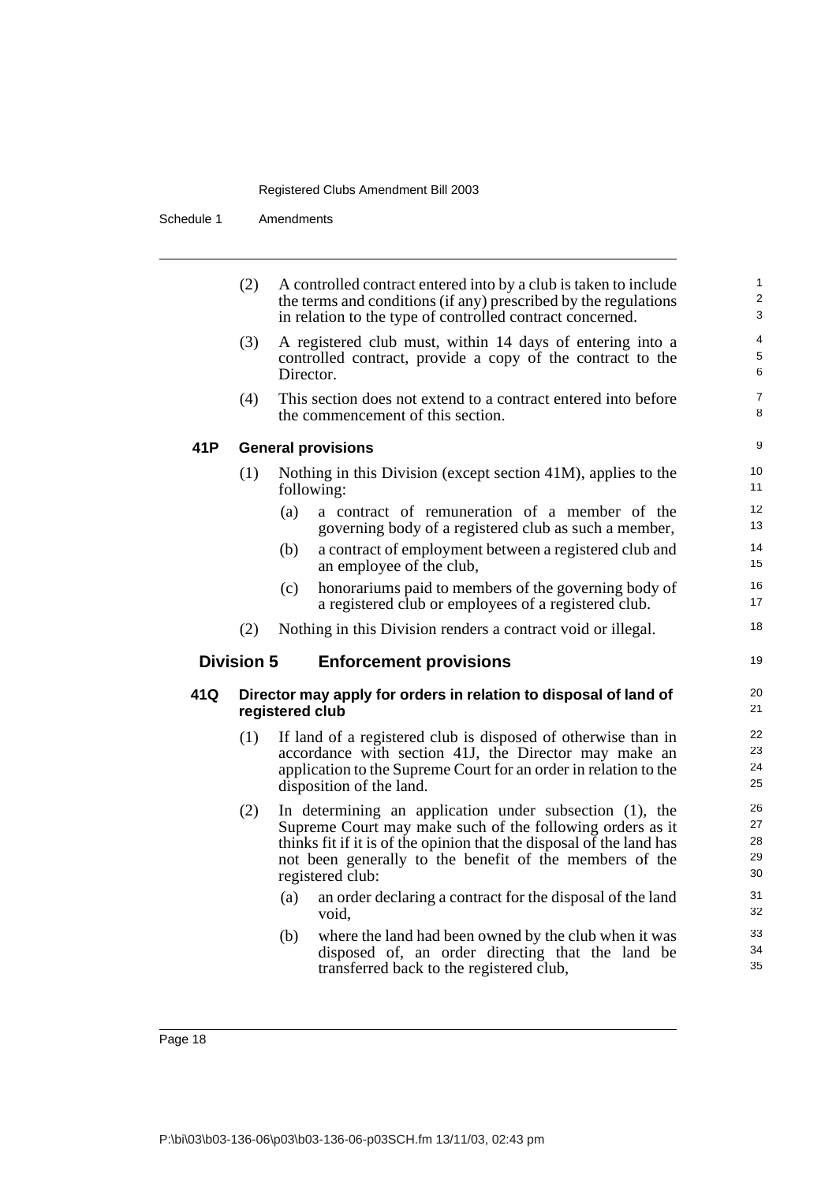(2) A controlled contract entered into by a club is taken to include the terms and conditions (if any) prescribed by the regulations in relation to the type of controlled contract concerned.

(3) A registered club must, within 14 days of entering into a controlled contract, provide a copy of the contract to the Director.

(4) This section does not extend to a contract entered into before the commencement of this section.

### 41P General provisions

(1) Nothing in this Division (except section 41M), applies to the following:

(a) a contract of remuneration of a member of the governing body of a registered club as such a member,

(b) a contract of employment between a registered club and an employee of the club,

(c) honorariums paid to members of the governing body of a registered club or employees of a registered club.

(2) Nothing in this Division renders a contract void or illegal.

## Division 5 Enforcement provisions

### 41Q Director may apply for orders in relation to disposal of land of registered club

(1) If land of a registered club is disposed of otherwise than in accordance with section 41J, the Director may make an application to the Supreme Court for an order in relation to the disposition of the land.

(2) In determining an application under subsection (1), the Supreme Court may make such of the following orders as it thinks fit if it is of the opinion that the disposal of the land has not been generally to the benefit of the members of the registered club:

(a) an order declaring a contract for the disposal of the land void,

(b) where the land had been owned by the club when it was disposed of, an order directing that the land be transferred back to the registered club,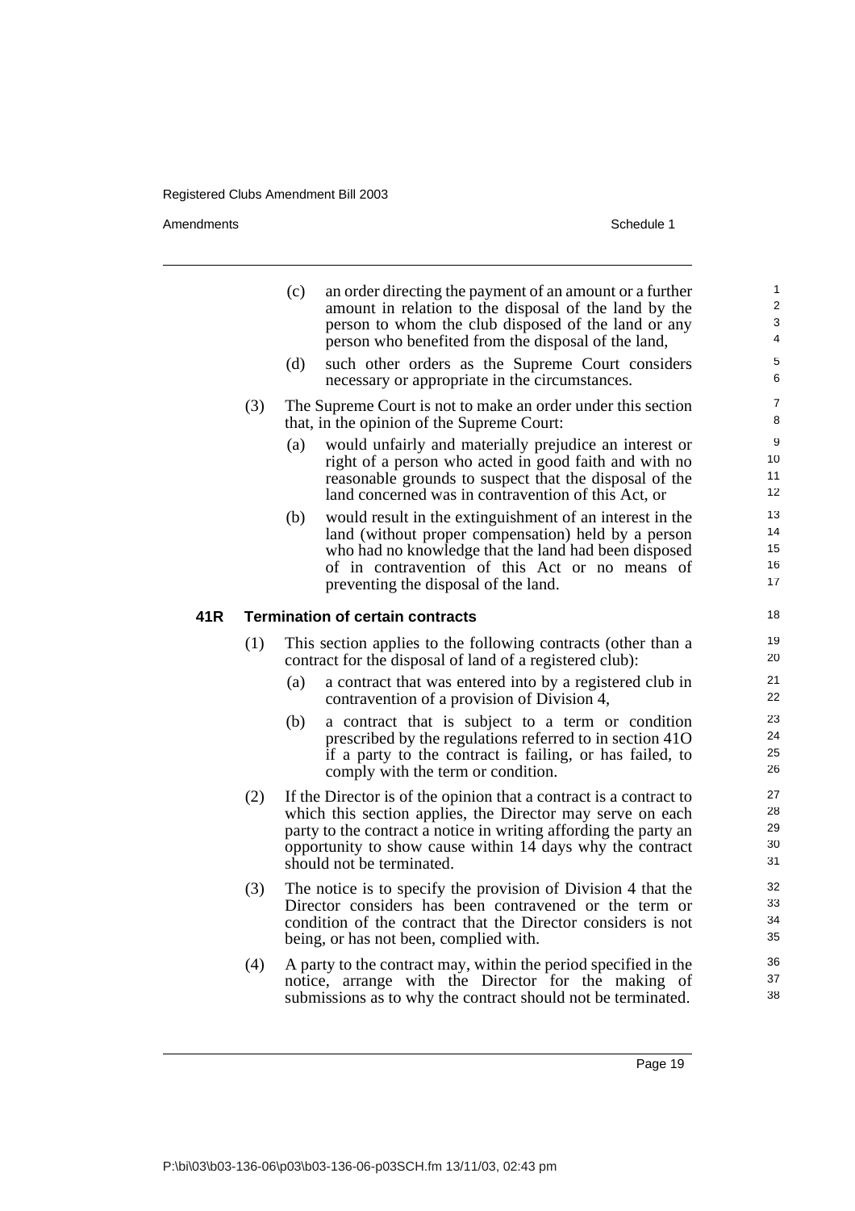(c) an order directing the payment of an amount or a further amount in relation to the disposal of the land by the person to whom the club disposed of the land or any person who benefited from the disposal of the land,

(d) such other orders as the Supreme Court considers necessary or appropriate in the circumstances.

(3) The Supreme Court is not to make an order under this section that, in the opinion of the Supreme Court:

(a) would unfairly and materially prejudice an interest or right of a person who acted in good faith and with no reasonable grounds to suspect that the disposal of the land concerned was in contravention of this Act, or

(b) would result in the extinguishment of an interest in the land (without proper compensation) held by a person who had no knowledge that the land had been disposed of in contravention of this Act or no means of preventing the disposal of the land.

### 41R Termination of certain contracts

(1) This section applies to the following contracts (other than a contract for the disposal of land of a registered club):

(a) a contract that was entered into by a registered club in contravention of a provision of Division 4,

(b) a contract that is subject to a term or condition prescribed by the regulations referred to in section 41O if a party to the contract is failing, or has failed, to comply with the term or condition.

(2) If the Director is of the opinion that a contract is a contract to which this section applies, the Director may serve on each party to the contract a notice in writing affording the party an opportunity to show cause within 14 days why the contract should not be terminated.

(3) The notice is to specify the provision of Division 4 that the Director considers has been contravened or the term or condition of the contract that the Director considers is not being, or has not been, complied with.

(4) A party to the contract may, within the period specified in the notice, arrange with the Director for the making of submissions as to why the contract should not be terminated.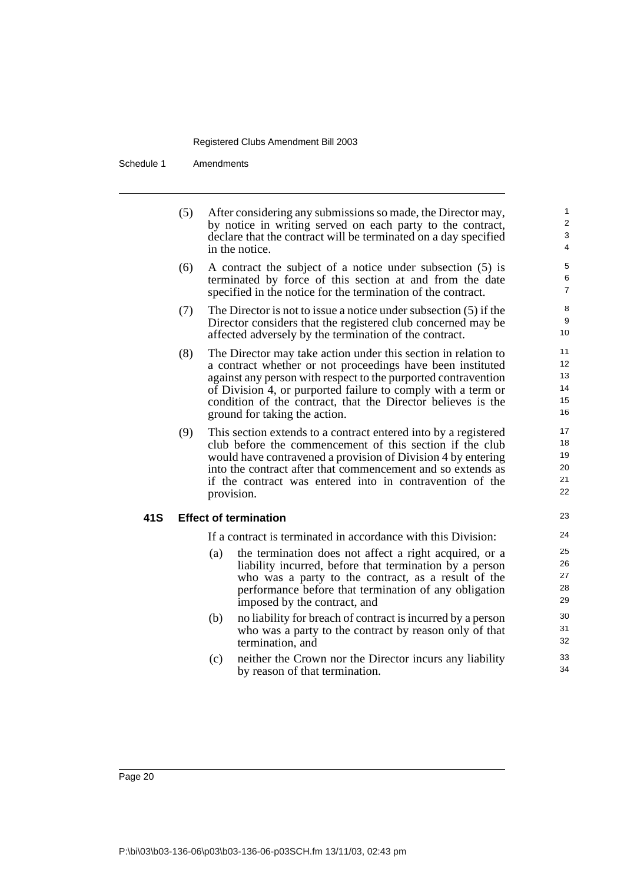(5) After considering any submissions so made, the Director may, by notice in writing served on each party to the contract, declare that the contract will be terminated on a day specified in the notice.

(6) A contract the subject of a notice under subsection (5) is terminated by force of this section at and from the date specified in the notice for the termination of the contract.

(7) The Director is not to issue a notice under subsection (5) if the Director considers that the registered club concerned may be affected adversely by the termination of the contract.

(8) The Director may take action under this section in relation to a contract whether or not proceedings have been instituted against any person with respect to the purported contravention of Division 4, or purported failure to comply with a term or condition of the contract, that the Director believes is the ground for taking the action.

(9) This section extends to a contract entered into by a registered club before the commencement of this section if the club would have contravened a provision of Division 4 by entering into the contract after that commencement and so extends as if the contract was entered into in contravention of the provision.

**41S Effect of termination**

If a contract is terminated in accordance with this Division:

(a) the termination does not affect a right acquired, or a liability incurred, before that termination by a person who was a party to the contract, as a result of the performance before that termination of any obligation imposed by the contract, and

(b) no liability for breach of contract is incurred by a person who was a party to the contract by reason only of that termination, and

(c) neither the Crown nor the Director incurs any liability by reason of that termination.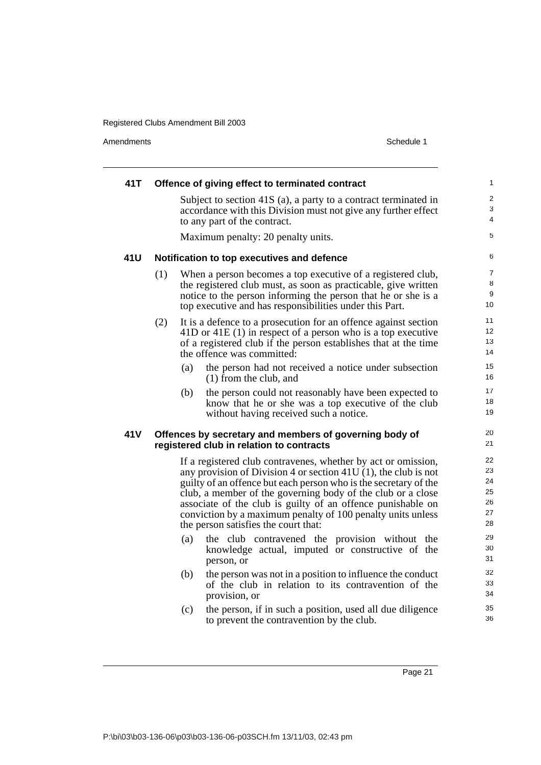### 41T Offence of giving effect to terminated contract

Subject to section 41S (a), a party to a contract terminated in accordance with this Division must not give any further effect to any part of the contract.

Maximum penalty: 20 penalty units.

### 41U Notification to top executives and defence

(1) When a person becomes a top executive of a registered club, the registered club must, as soon as practicable, give written notice to the person informing the person that he or she is a top executive and has responsibilities under this Part.

(2) It is a defence to a prosecution for an offence against section 41D or 41E (1) in respect of a person who is a top executive of a registered club if the person establishes that at the time the offence was committed:

- (a) the person had not received a notice under subsection (1) from the club, and
- (b) the person could not reasonably have been expected to know that he or she was a top executive of the club without having received such a notice.

### 41V Offences by secretary and members of governing body of registered club in relation to contracts

If a registered club contravenes, whether by act or omission, any provision of Division 4 or section 41U (1), the club is not guilty of an offence but each person who is the secretary of the club, a member of the governing body of the club or a close associate of the club is guilty of an offence punishable on conviction by a maximum penalty of 100 penalty units unless the person satisfies the court that:

- (a) the club contravened the provision without the knowledge actual, imputed or constructive of the person, or
- (b) the person was not in a position to influence the conduct of the club in relation to its contravention of the provision, or
- (c) the person, if in such a position, used all due diligence to prevent the contravention by the club.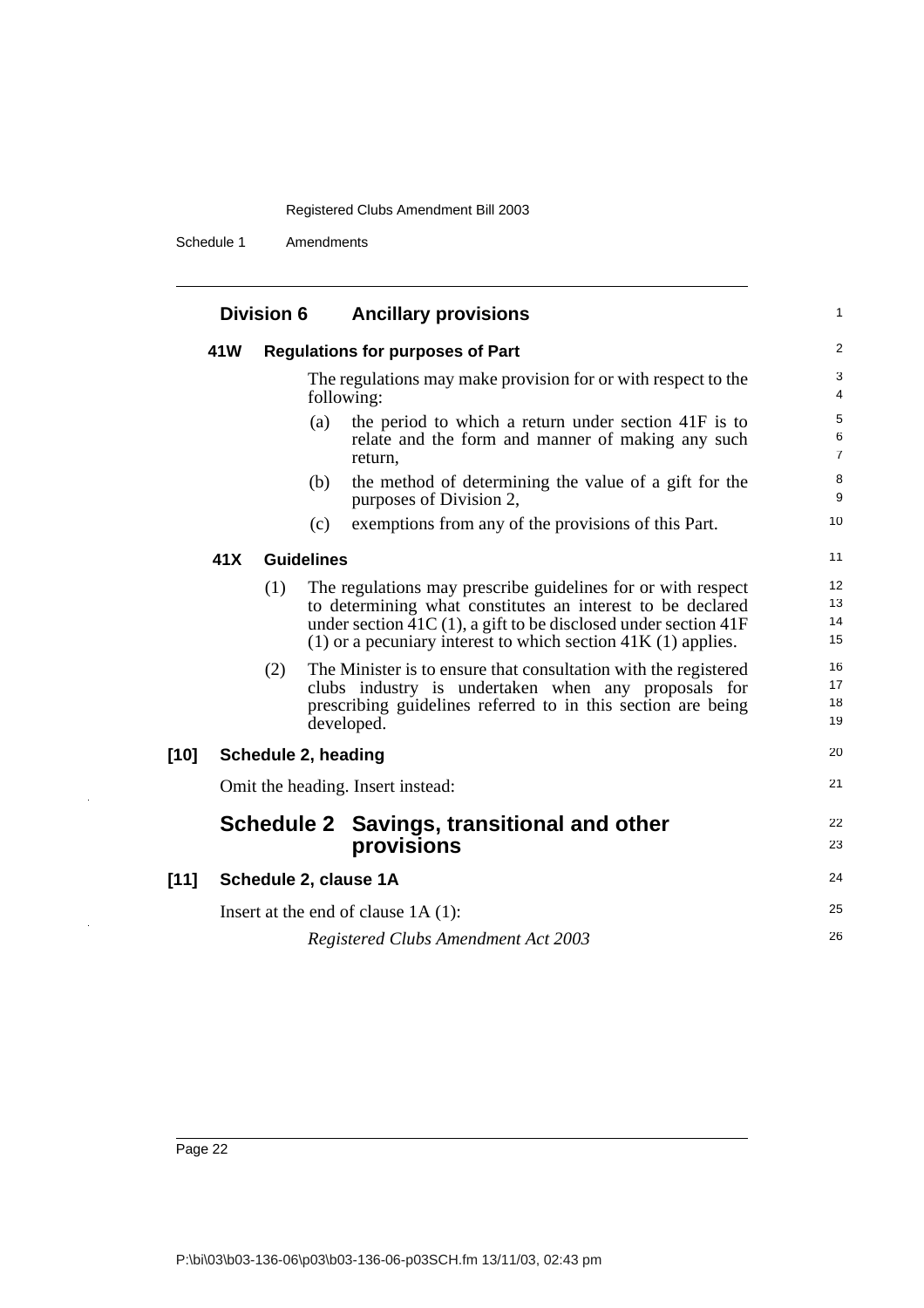### Division 6 Ancillary provisions

#### 41W Regulations for purposes of Part

The regulations may make provision for or with respect to the following:

(a) the period to which a return under section 41F is to relate and the form and manner of making any such return,

(b) the method of determining the value of a gift for the purposes of Division 2,

(c) exemptions from any of the provisions of this Part.

#### 41X Guidelines

(1) The regulations may prescribe guidelines for or with respect to determining what constitutes an interest to be declared under section 41C (1), a gift to be disclosed under section 41F (1) or a pecuniary interest to which section 41K (1) applies.

(2) The Minister is to ensure that consultation with the registered clubs industry is undertaken when any proposals for prescribing guidelines referred to in this section are being developed.

**[10] Schedule 2, heading**

Omit the heading. Insert instead:

## Schedule 2 Savings, transitional and other provisions

**[11] Schedule 2, clause 1A**

Insert at the end of clause 1A (1):

*Registered Clubs Amendment Act 2003*